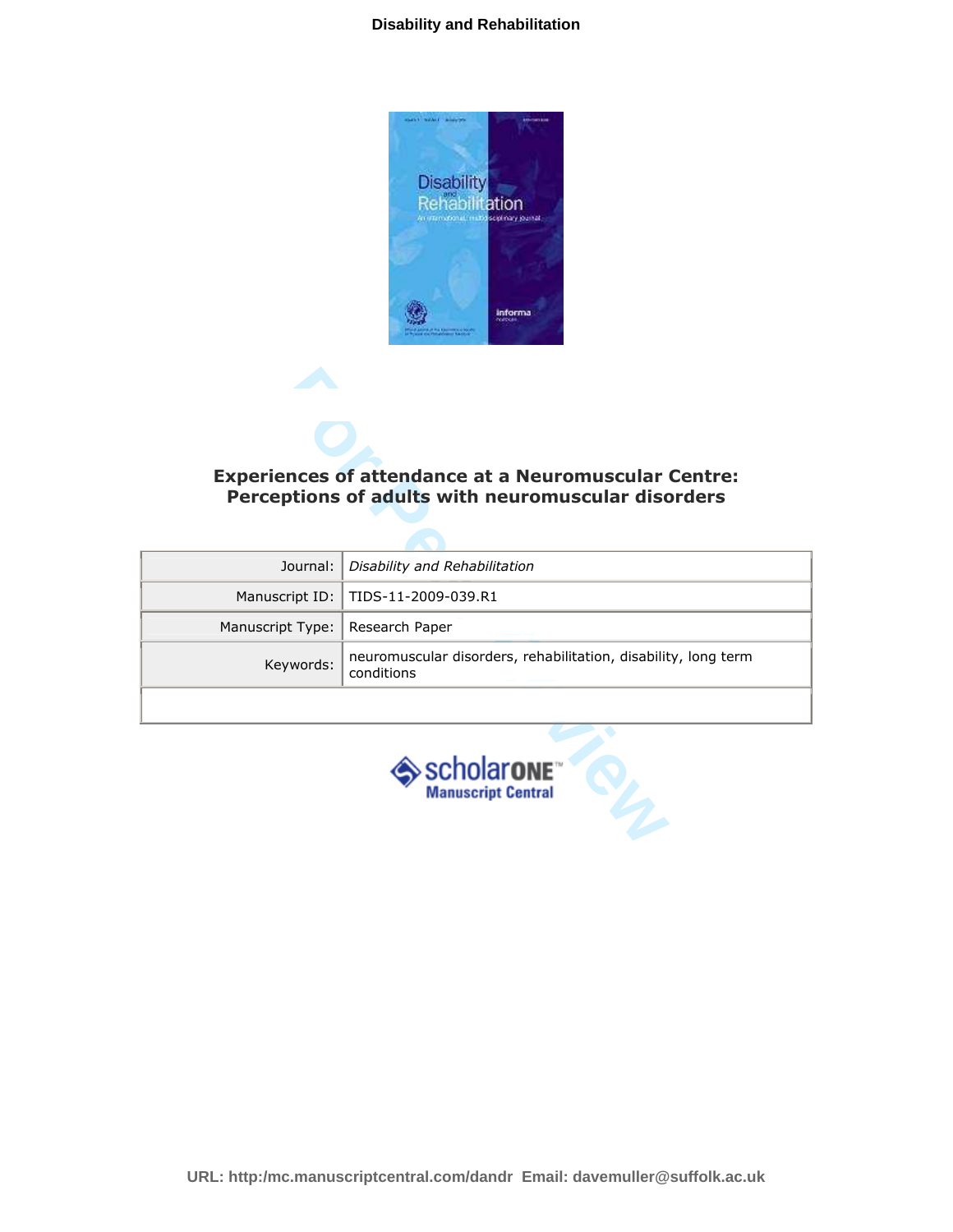# Experiences of attendance at a Neuromuscular Centre: Perceptions of adults with neuromuscular disorders

| | |
|---|---|
| Journal: | *Disability and Rehabilitation* |
| Manuscript ID: | TIDS-11-2009-039.R1 |
| Manuscript Type: | Research Paper |
| Keywords: | neuromuscular disorders, rehabilitation, disability, long term conditions |

URL: http:/mc.manuscriptcentral.com/dandr Email: davemuller@suffolk.ac.uk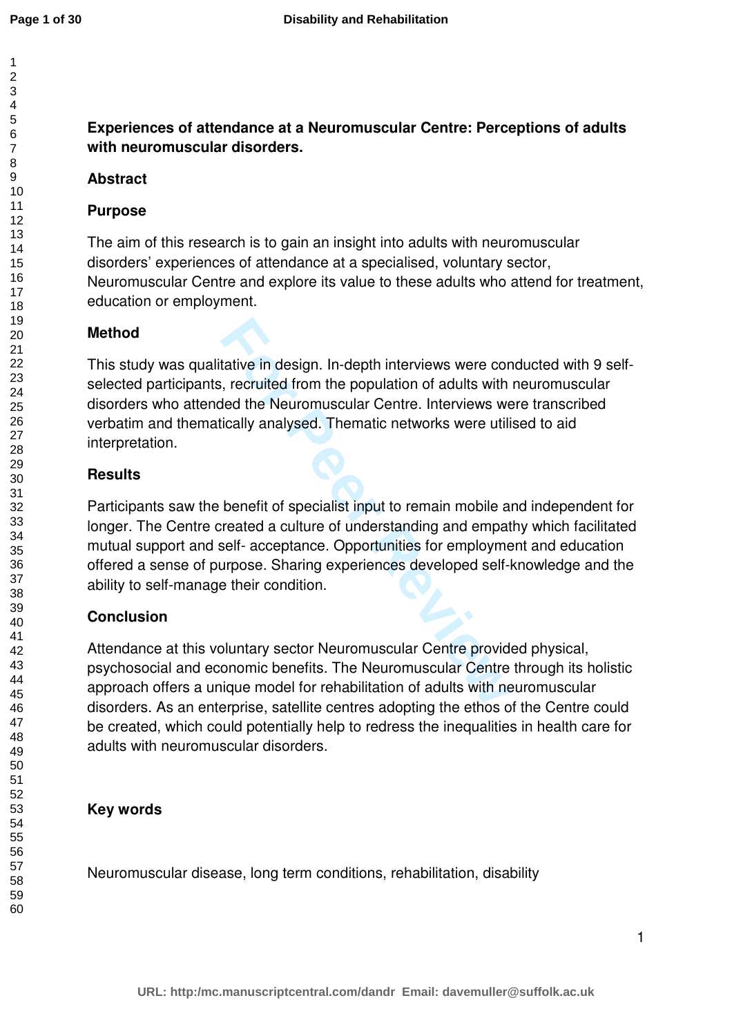**Experiences of attendance at a Neuromuscular Centre: Perceptions of adults with neuromuscular disorders.**

## Abstract

### Purpose

The aim of this research is to gain an insight into adults with neuromuscular disorders' experiences of attendance at a specialised, voluntary sector, Neuromuscular Centre and explore its value to these adults who attend for treatment, education or employment.

### Method

This study was qualitative in design. In-depth interviews were conducted with 9 self-selected participants, recruited from the population of adults with neuromuscular disorders who attended the Neuromuscular Centre. Interviews were transcribed verbatim and thematically analysed. Thematic networks were utilised to aid interpretation.

### Results

Participants saw the benefit of specialist input to remain mobile and independent for longer. The Centre created a culture of understanding and empathy which facilitated mutual support and self- acceptance. Opportunities for employment and education offered a sense of purpose. Sharing experiences developed self-knowledge and the ability to self-manage their condition.

### Conclusion

Attendance at this voluntary sector Neuromuscular Centre provided physical, psychosocial and economic benefits. The Neuromuscular Centre through its holistic approach offers a unique model for rehabilitation of adults with neuromuscular disorders. As an enterprise, satellite centres adopting the ethos of the Centre could be created, which could potentially help to redress the inequalities in health care for adults with neuromuscular disorders.

### Key words

Neuromuscular disease, long term conditions, rehabilitation, disability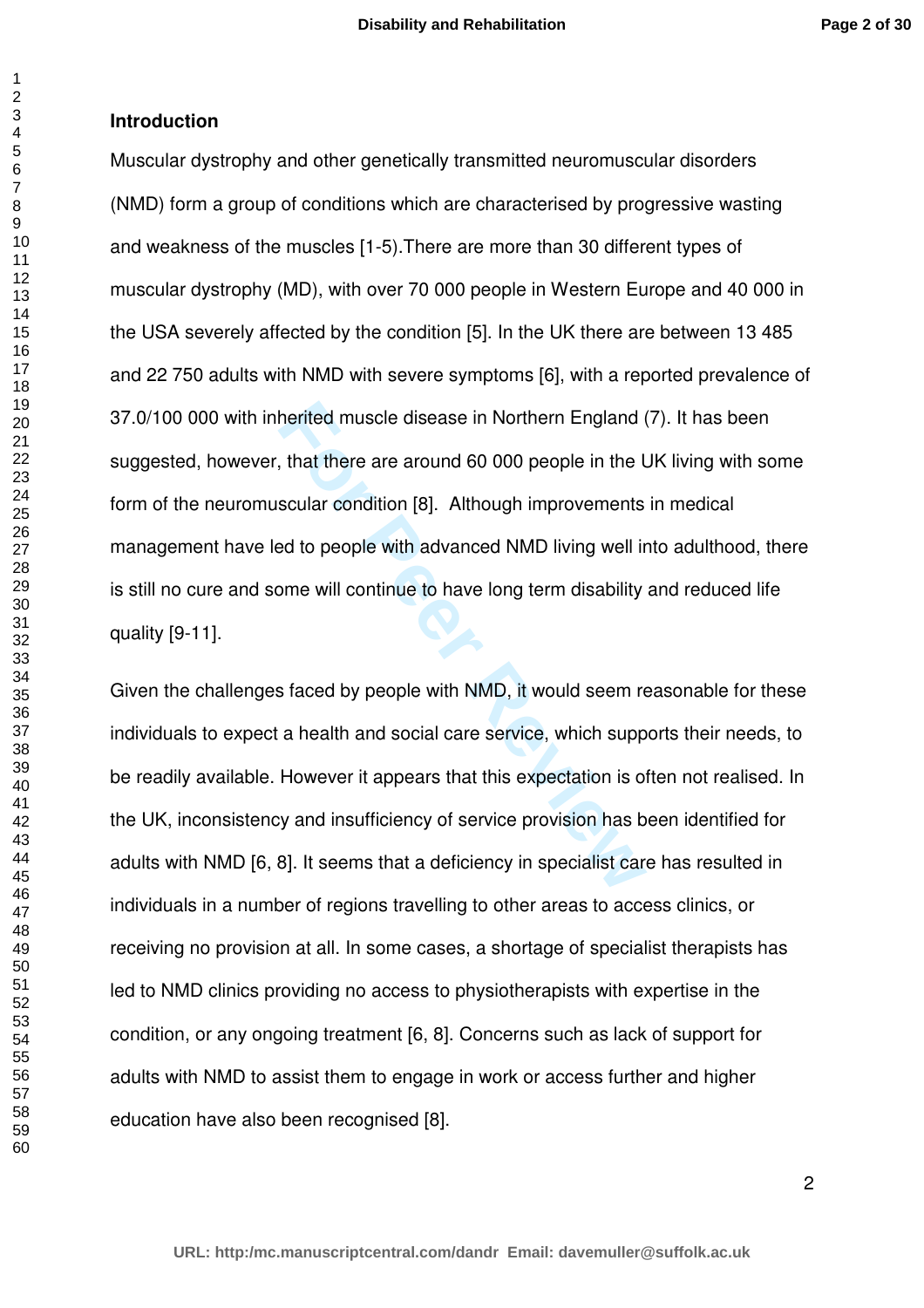## Introduction

Muscular dystrophy and other genetically transmitted neuromuscular disorders (NMD) form a group of conditions which are characterised by progressive wasting and weakness of the muscles [1-5].There are more than 30 different types of muscular dystrophy (MD), with over 70 000 people in Western Europe and 40 000 in the USA severely affected by the condition [5]. In the UK there are between 13 485 and 22 750 adults with NMD with severe symptoms [6], with a reported prevalence of 37.0/100 000 with inherited muscle disease in Northern England (7). It has been suggested, however, that there are around 60 000 people in the UK living with some form of the neuromuscular condition [8]. Although improvements in medical management have led to people with advanced NMD living well into adulthood, there is still no cure and some will continue to have long term disability and reduced life quality [9-11].

Given the challenges faced by people with NMD, it would seem reasonable for these individuals to expect a health and social care service, which supports their needs, to be readily available. However it appears that this expectation is often not realised. In the UK, inconsistency and insufficiency of service provision has been identified for adults with NMD [6, 8]. It seems that a deficiency in specialist care has resulted in individuals in a number of regions travelling to other areas to access clinics, or receiving no provision at all. In some cases, a shortage of specialist therapists has led to NMD clinics providing no access to physiotherapists with expertise in the condition, or any ongoing treatment [6, 8]. Concerns such as lack of support for adults with NMD to assist them to engage in work or access further and higher education have also been recognised [8].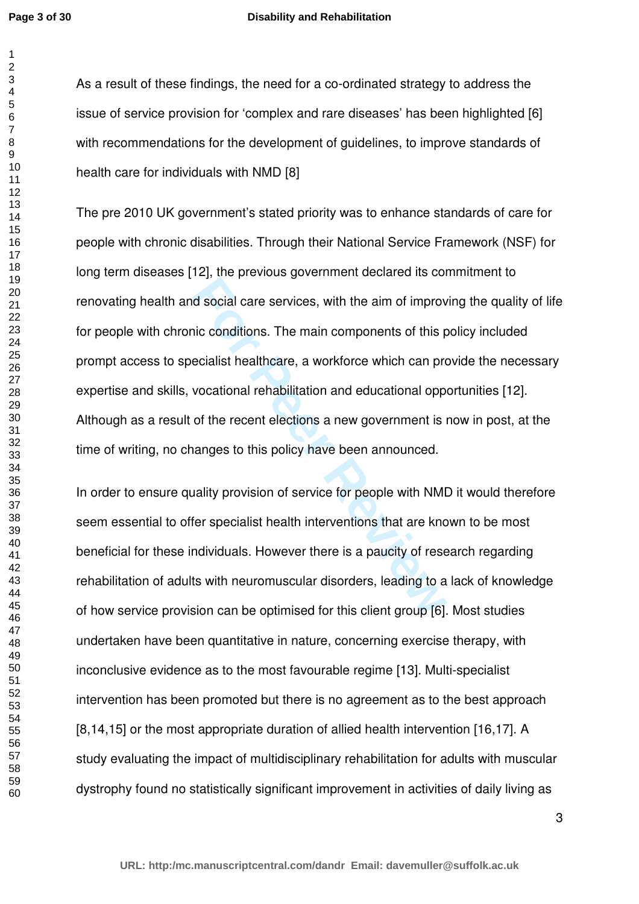As a result of these findings, the need for a co-ordinated strategy to address the issue of service provision for 'complex and rare diseases' has been highlighted [6] with recommendations for the development of guidelines, to improve standards of health care for individuals with NMD [8]

The pre 2010 UK government's stated priority was to enhance standards of care for people with chronic disabilities. Through their National Service Framework (NSF) for long term diseases [12], the previous government declared its commitment to renovating health and social care services, with the aim of improving the quality of life for people with chronic conditions. The main components of this policy included prompt access to specialist healthcare, a workforce which can provide the necessary expertise and skills, vocational rehabilitation and educational opportunities [12]. Although as a result of the recent elections a new government is now in post, at the time of writing, no changes to this policy have been announced.

In order to ensure quality provision of service for people with NMD it would therefore seem essential to offer specialist health interventions that are known to be most beneficial for these individuals. However there is a paucity of research regarding rehabilitation of adults with neuromuscular disorders, leading to a lack of knowledge of how service provision can be optimised for this client group [6]. Most studies undertaken have been quantitative in nature, concerning exercise therapy, with inconclusive evidence as to the most favourable regime [13]. Multi-specialist intervention has been promoted but there is no agreement as to the best approach [8,14,15] or the most appropriate duration of allied health intervention [16,17]. A study evaluating the impact of multidisciplinary rehabilitation for adults with muscular dystrophy found no statistically significant improvement in activities of daily living as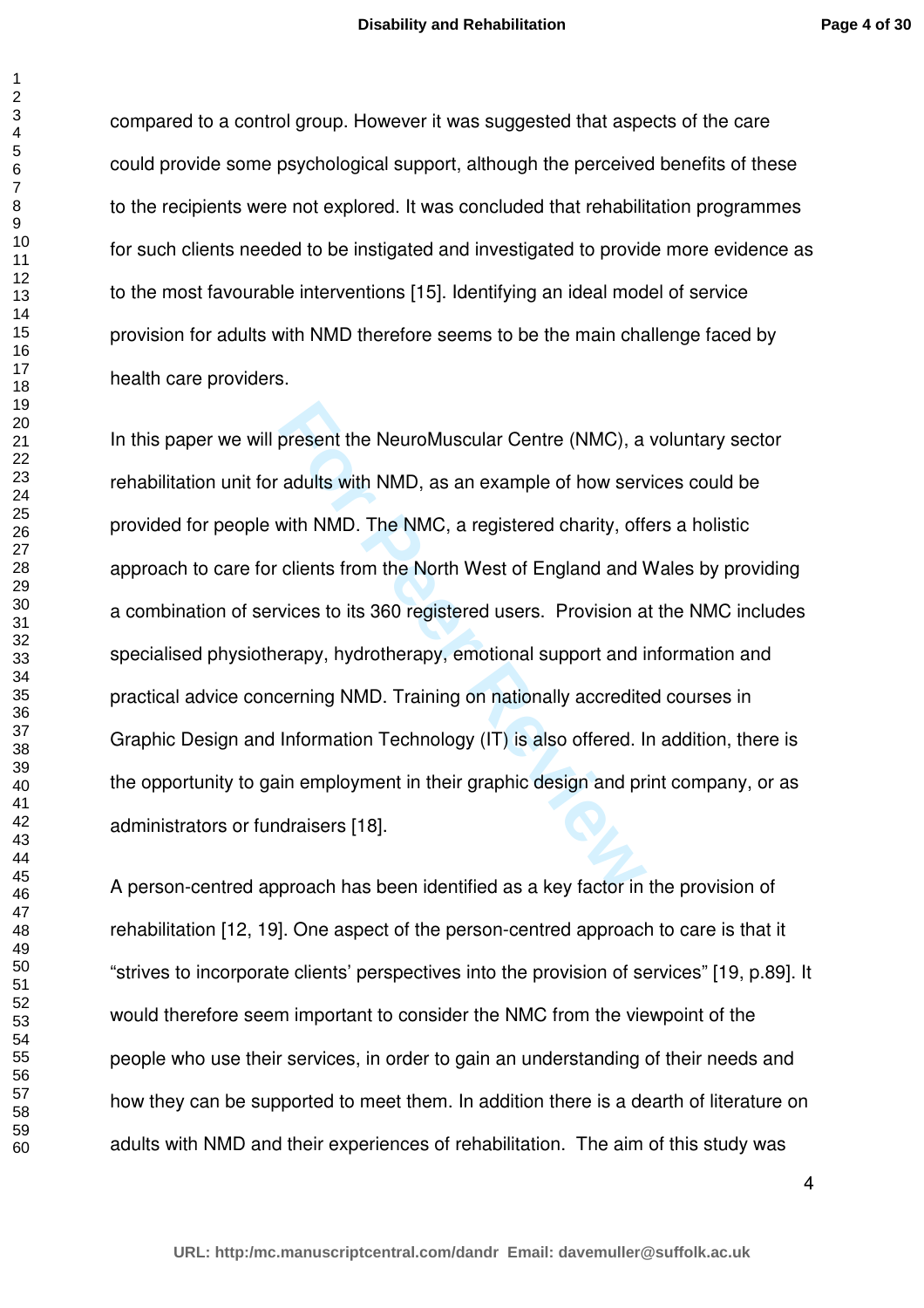compared to a control group. However it was suggested that aspects of the care could provide some psychological support, although the perceived benefits of these to the recipients were not explored. It was concluded that rehabilitation programmes for such clients needed to be instigated and investigated to provide more evidence as to the most favourable interventions [15]. Identifying an ideal model of service provision for adults with NMD therefore seems to be the main challenge faced by health care providers.

In this paper we will present the NeuroMuscular Centre (NMC), a voluntary sector rehabilitation unit for adults with NMD, as an example of how services could be provided for people with NMD. The NMC, a registered charity, offers a holistic approach to care for clients from the North West of England and Wales by providing a combination of services to its 360 registered users. Provision at the NMC includes specialised physiotherapy, hydrotherapy, emotional support and information and practical advice concerning NMD. Training on nationally accredited courses in Graphic Design and Information Technology (IT) is also offered. In addition, there is the opportunity to gain employment in their graphic design and print company, or as administrators or fundraisers [18].

A person-centred approach has been identified as a key factor in the provision of rehabilitation [12, 19]. One aspect of the person-centred approach to care is that it "strives to incorporate clients' perspectives into the provision of services" [19, p.89]. It would therefore seem important to consider the NMC from the viewpoint of the people who use their services, in order to gain an understanding of their needs and how they can be supported to meet them. In addition there is a dearth of literature on adults with NMD and their experiences of rehabilitation. The aim of this study was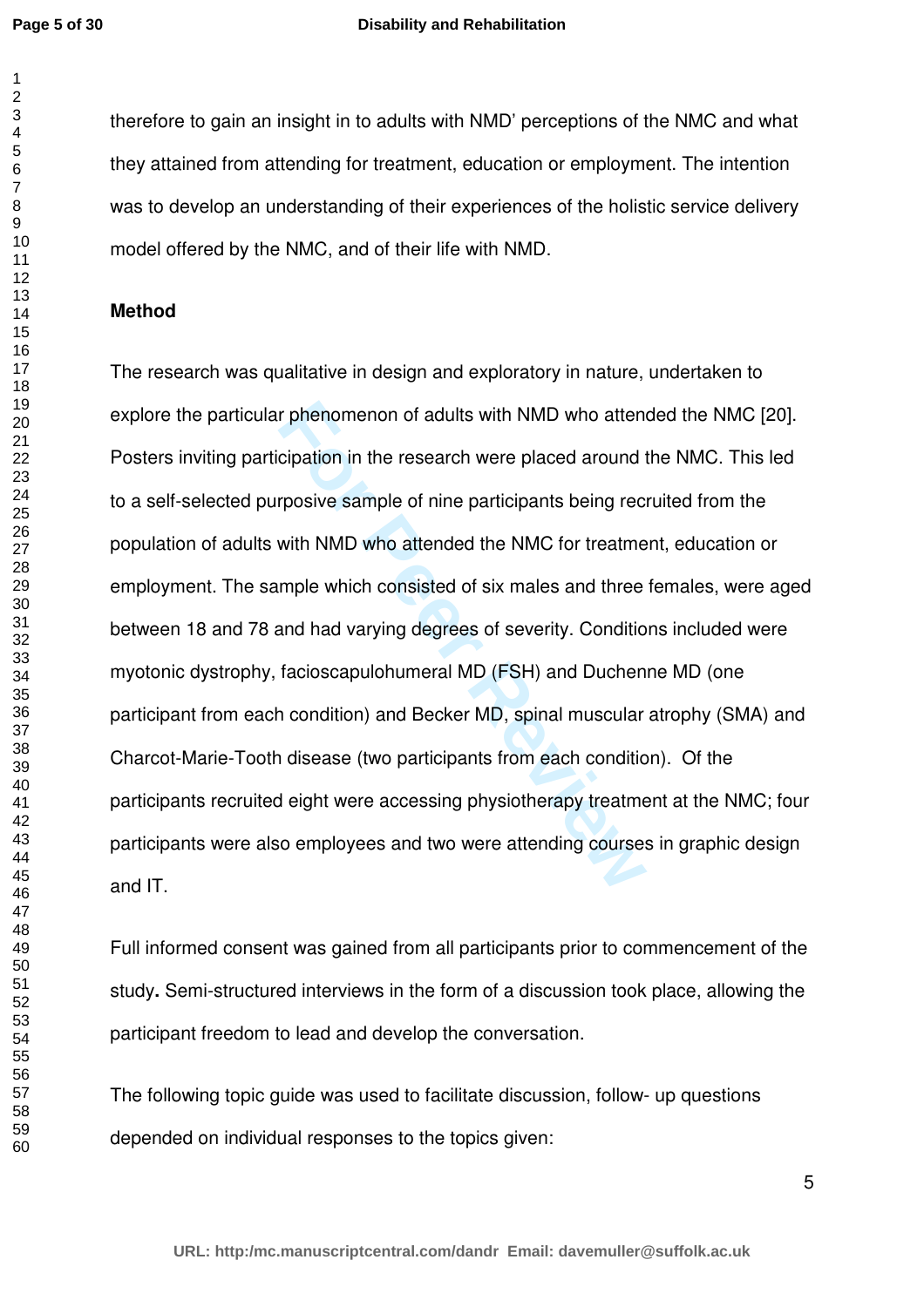therefore to gain an insight in to adults with NMD' perceptions of the NMC and what they attained from attending for treatment, education or employment. The intention was to develop an understanding of their experiences of the holistic service delivery model offered by the NMC, and of their life with NMD.

## Method

The research was qualitative in design and exploratory in nature, undertaken to explore the particular phenomenon of adults with NMD who attended the NMC [20]. Posters inviting participation in the research were placed around the NMC. This led to a self-selected purposive sample of nine participants being recruited from the population of adults with NMD who attended the NMC for treatment, education or employment. The sample which consisted of six males and three females, were aged between 18 and 78 and had varying degrees of severity. Conditions included were myotonic dystrophy, facioscapulohumeral MD (FSH) and Duchenne MD (one participant from each condition) and Becker MD, spinal muscular atrophy (SMA) and Charcot-Marie-Tooth disease (two participants from each condition). Of the participants recruited eight were accessing physiotherapy treatment at the NMC; four participants were also employees and two were attending courses in graphic design and IT.

Full informed consent was gained from all participants prior to commencement of the study**.** Semi-structured interviews in the form of a discussion took place, allowing the participant freedom to lead and develop the conversation.

The following topic guide was used to facilitate discussion, follow- up questions depended on individual responses to the topics given: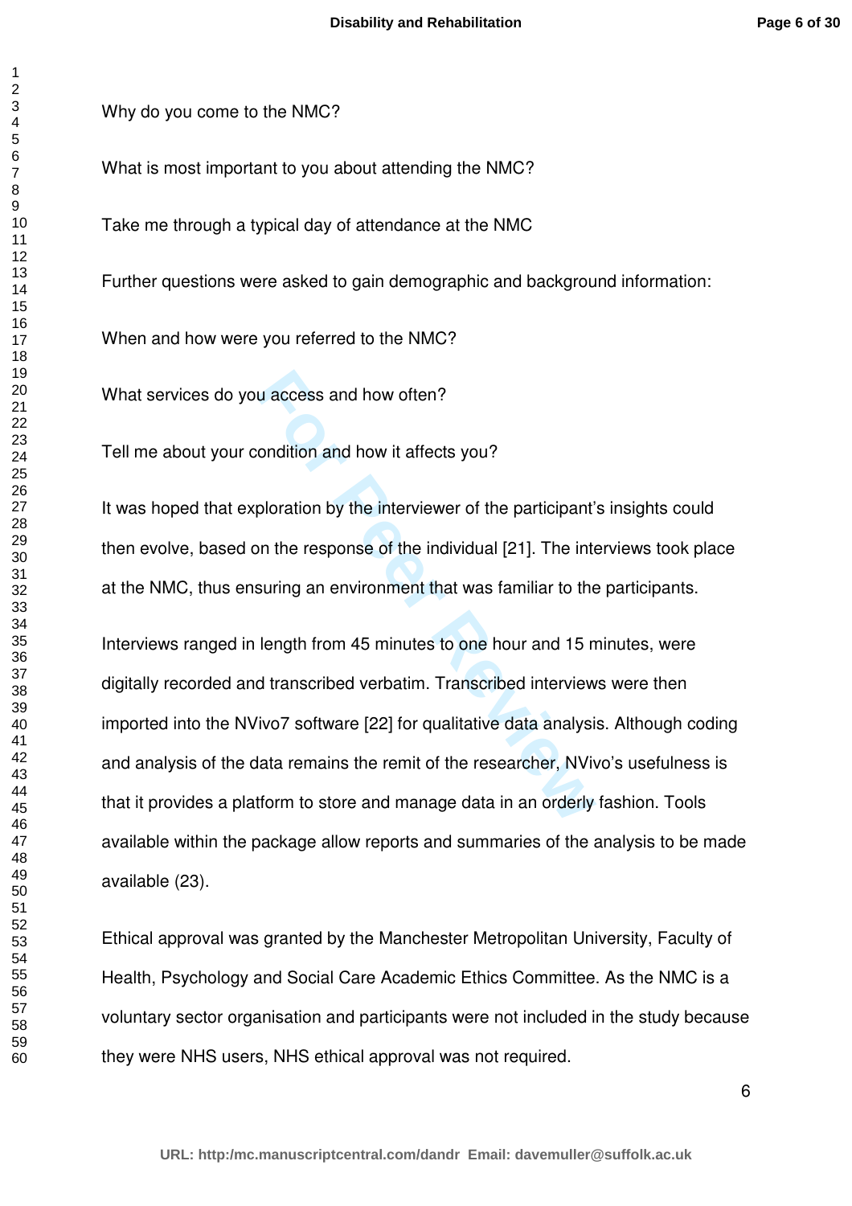Why do you come to the NMC?

What is most important to you about attending the NMC?

Take me through a typical day of attendance at the NMC

Further questions were asked to gain demographic and background information:

When and how were you referred to the NMC?

What services do you access and how often?

Tell me about your condition and how it affects you?

It was hoped that exploration by the interviewer of the participant's insights could then evolve, based on the response of the individual [21]. The interviews took place at the NMC, thus ensuring an environment that was familiar to the participants.

Interviews ranged in length from 45 minutes to one hour and 15 minutes, were digitally recorded and transcribed verbatim. Transcribed interviews were then imported into the NVivo7 software [22] for qualitative data analysis. Although coding and analysis of the data remains the remit of the researcher, NVivo's usefulness is that it provides a platform to store and manage data in an orderly fashion. Tools available within the package allow reports and summaries of the analysis to be made available (23).

Ethical approval was granted by the Manchester Metropolitan University, Faculty of Health, Psychology and Social Care Academic Ethics Committee. As the NMC is a voluntary sector organisation and participants were not included in the study because they were NHS users, NHS ethical approval was not required.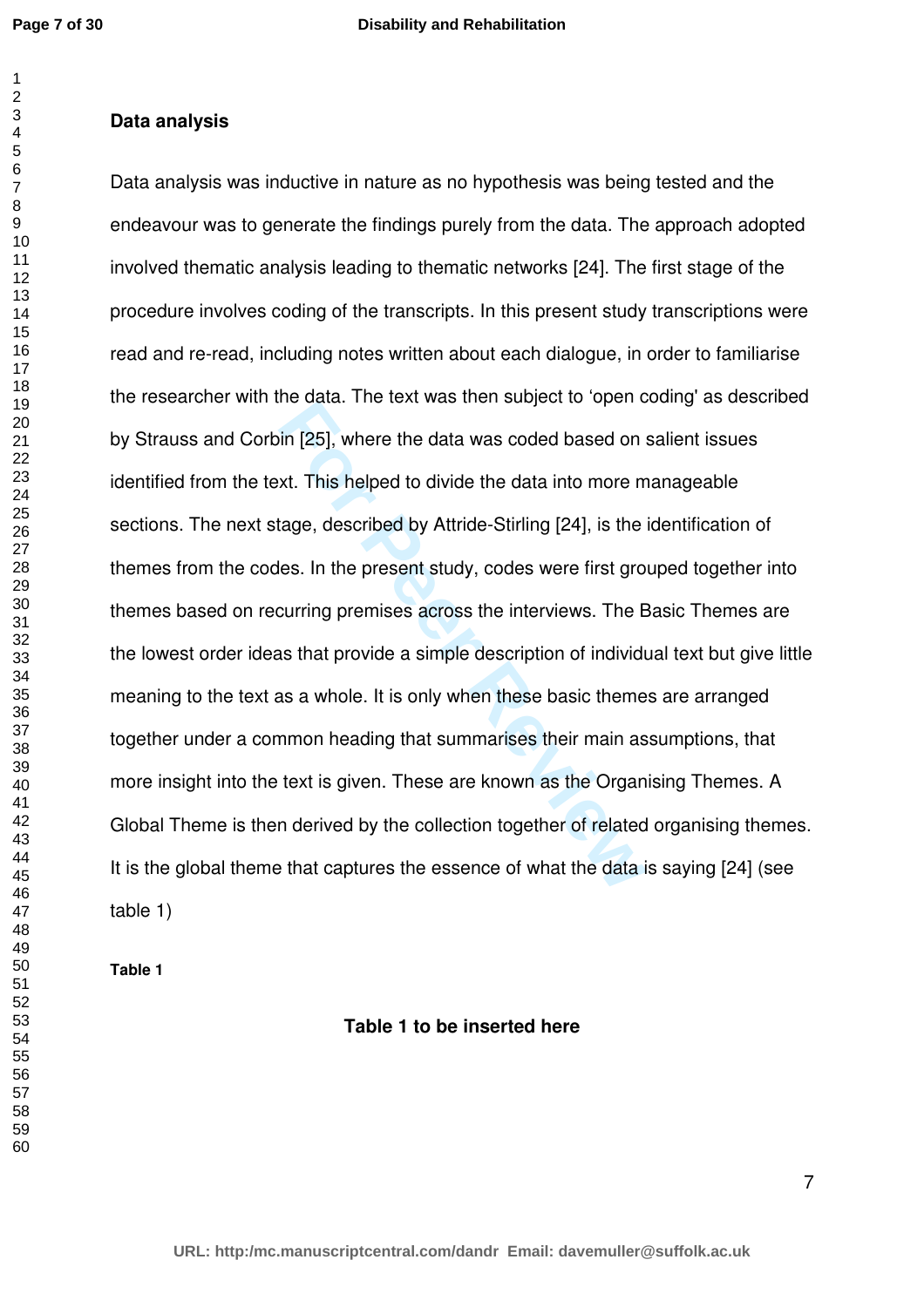## Data analysis

Data analysis was inductive in nature as no hypothesis was being tested and the endeavour was to generate the findings purely from the data. The approach adopted involved thematic analysis leading to thematic networks [24]. The first stage of the procedure involves coding of the transcripts. In this present study transcriptions were read and re-read, including notes written about each dialogue, in order to familiarise the researcher with the data. The text was then subject to 'open coding' as described by Strauss and Corbin [25], where the data was coded based on salient issues identified from the text. This helped to divide the data into more manageable sections. The next stage, described by Attride-Stirling [24], is the identification of themes from the codes. In the present study, codes were first grouped together into themes based on recurring premises across the interviews. The Basic Themes are the lowest order ideas that provide a simple description of individual text but give little meaning to the text as a whole. It is only when these basic themes are arranged together under a common heading that summarises their main assumptions, that more insight into the text is given. These are known as the Organising Themes. A Global Theme is then derived by the collection together of related organising themes. It is the global theme that captures the essence of what the data is saying [24] (see table 1)

**Table 1**

**Table 1 to be inserted here**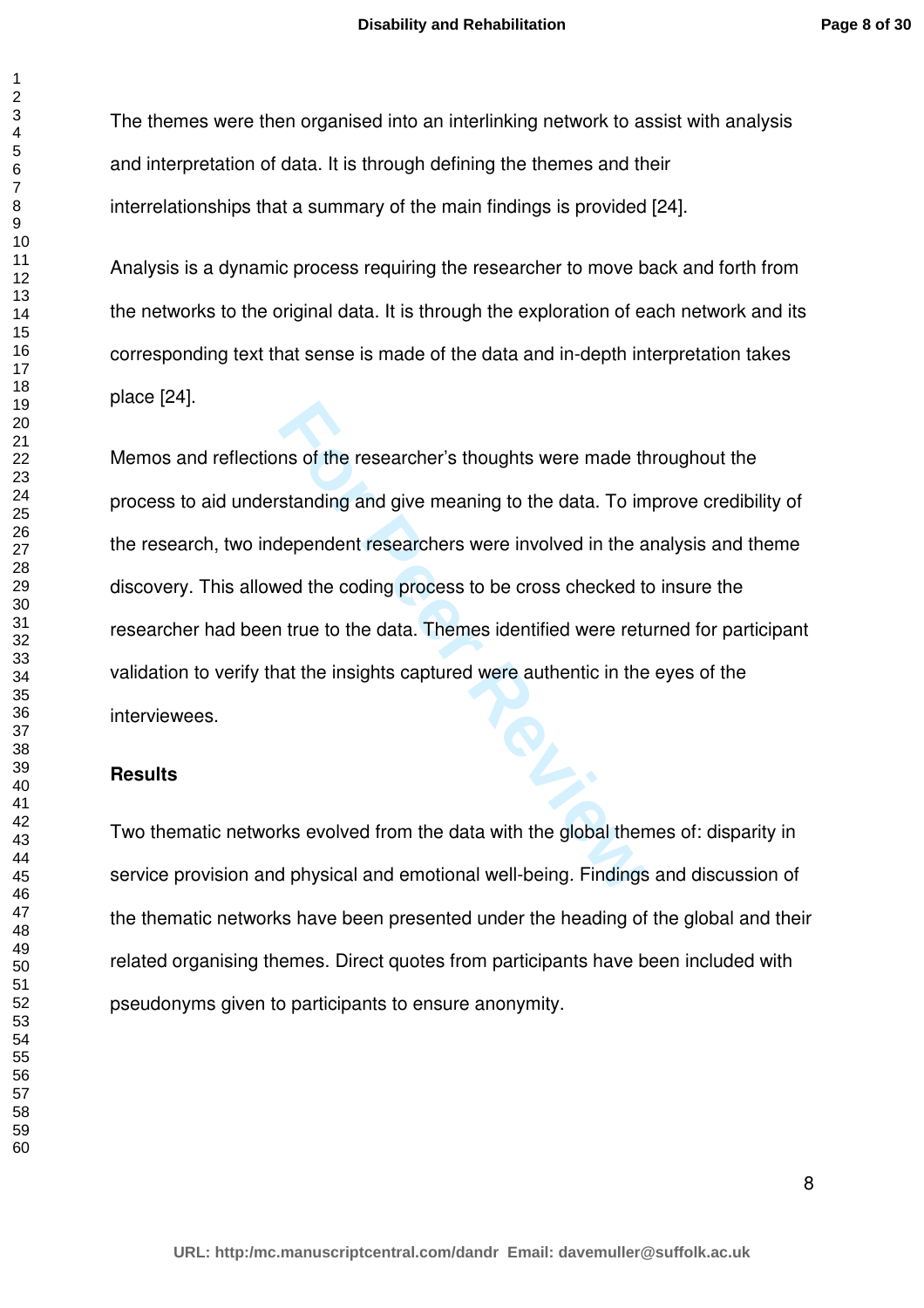The themes were then organised into an interlinking network to assist with analysis and interpretation of data. It is through defining the themes and their interrelationships that a summary of the main findings is provided [24].

Analysis is a dynamic process requiring the researcher to move back and forth from the networks to the original data. It is through the exploration of each network and its corresponding text that sense is made of the data and in-depth interpretation takes place [24].

Memos and reflections of the researcher's thoughts were made throughout the process to aid understanding and give meaning to the data. To improve credibility of the research, two independent researchers were involved in the analysis and theme discovery. This allowed the coding process to be cross checked to insure the researcher had been true to the data. Themes identified were returned for participant validation to verify that the insights captured were authentic in the eyes of the interviewees.

## Results

Two thematic networks evolved from the data with the global themes of: disparity in service provision and physical and emotional well-being. Findings and discussion of the thematic networks have been presented under the heading of the global and their related organising themes. Direct quotes from participants have been included with pseudonyms given to participants to ensure anonymity.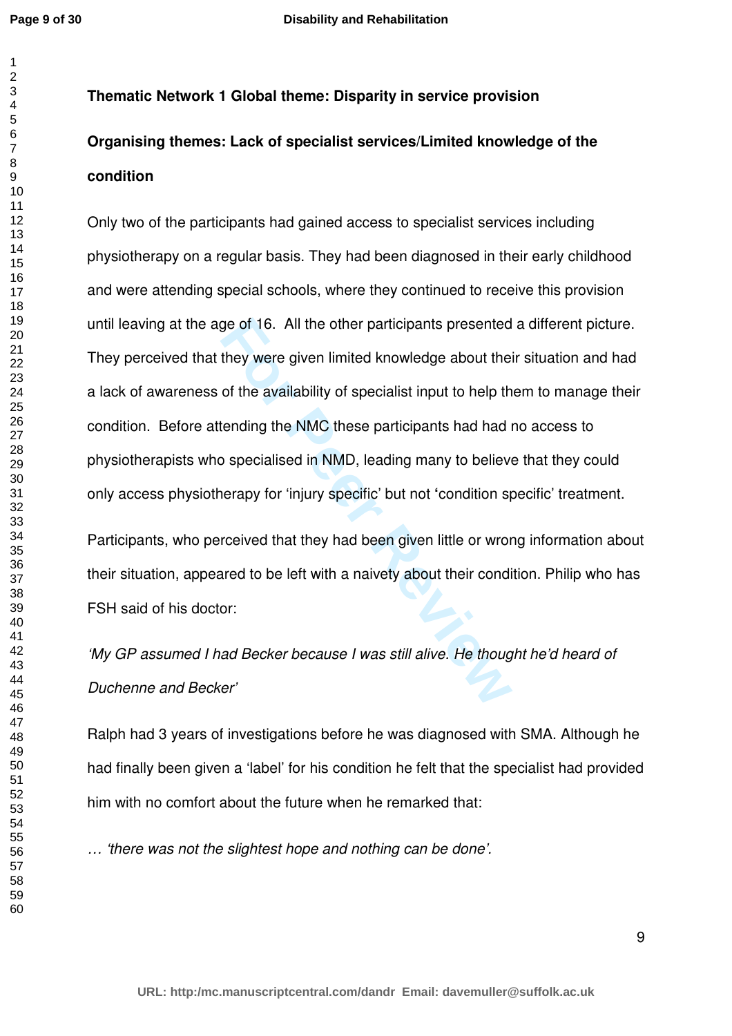**Thematic Network 1 Global theme: Disparity in service provision**

**Organising themes: Lack of specialist services/Limited knowledge of the condition**

Only two of the participants had gained access to specialist services including physiotherapy on a regular basis. They had been diagnosed in their early childhood and were attending special schools, where they continued to receive this provision until leaving at the age of 16. All the other participants presented a different picture. They perceived that they were given limited knowledge about their situation and had a lack of awareness of the availability of specialist input to help them to manage their condition. Before attending the NMC these participants had had no access to physiotherapists who specialised in NMD, leading many to believe that they could only access physiotherapy for 'injury specific' but not 'condition specific' treatment.

Participants, who perceived that they had been given little or wrong information about their situation, appeared to be left with a naivety about their condition. Philip who has FSH said of his doctor:

*'My GP assumed I had Becker because I was still alive. He thought he'd heard of Duchenne and Becker'*

Ralph had 3 years of investigations before he was diagnosed with SMA. Although he had finally been given a 'label' for his condition he felt that the specialist had provided him with no comfort about the future when he remarked that:

*… 'there was not the slightest hope and nothing can be done'.*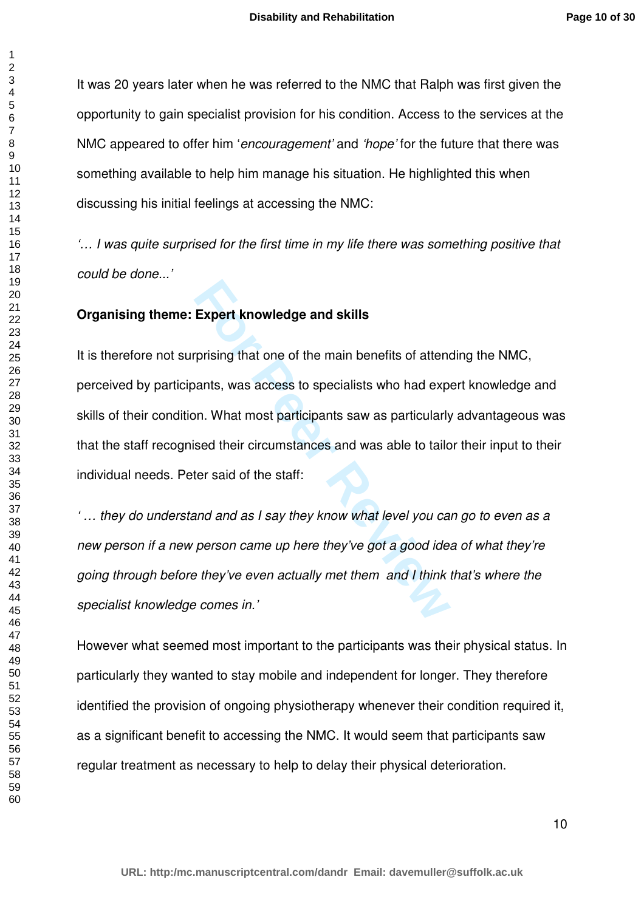It was 20 years later when he was referred to the NMC that Ralph was first given the opportunity to gain specialist provision for his condition. Access to the services at the NMC appeared to offer him '*encouragement'* and *'hope'* for the future that there was something available to help him manage his situation. He highlighted this when discussing his initial feelings at accessing the NMC:

*'… I was quite surprised for the first time in my life there was something positive that could be done...'*

**Organising theme: Expert knowledge and skills**

It is therefore not surprising that one of the main benefits of attending the NMC, perceived by participants, was access to specialists who had expert knowledge and skills of their condition. What most participants saw as particularly advantageous was that the staff recognised their circumstances and was able to tailor their input to their individual needs. Peter said of the staff:

*' … they do understand and as I say they know what level you can go to even as a new person if a new person came up here they've got a good idea of what they're going through before they've even actually met them and I think that's where the specialist knowledge comes in.'*

However what seemed most important to the participants was their physical status. In particularly they wanted to stay mobile and independent for longer. They therefore identified the provision of ongoing physiotherapy whenever their condition required it, as a significant benefit to accessing the NMC. It would seem that participants saw regular treatment as necessary to help to delay their physical deterioration.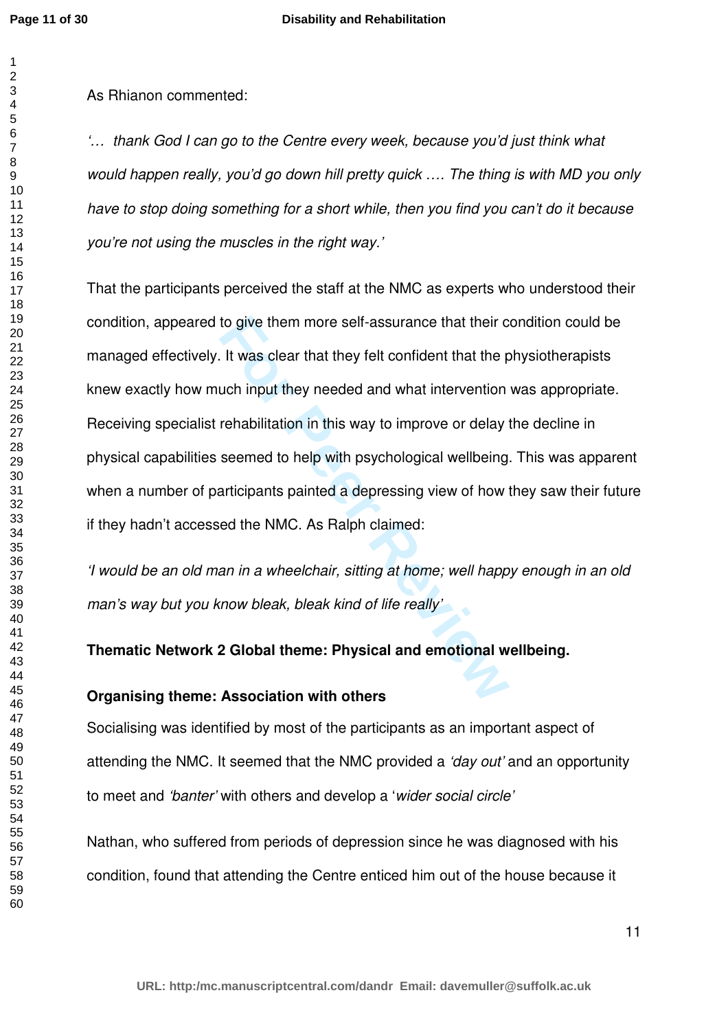As Rhianon commented:

*'… thank God I can go to the Centre every week, because you'd just think what would happen really, you'd go down hill pretty quick …. The thing is with MD you only have to stop doing something for a short while, then you find you can't do it because you're not using the muscles in the right way.'*

That the participants perceived the staff at the NMC as experts who understood their condition, appeared to give them more self-assurance that their condition could be managed effectively. It was clear that they felt confident that the physiotherapists knew exactly how much input they needed and what intervention was appropriate. Receiving specialist rehabilitation in this way to improve or delay the decline in physical capabilities seemed to help with psychological wellbeing. This was apparent when a number of participants painted a depressing view of how they saw their future if they hadn't accessed the NMC. As Ralph claimed:

*'I would be an old man in a wheelchair, sitting at home; well happy enough in an old man's way but you know bleak, bleak kind of life really'*

**Thematic Network 2 Global theme: Physical and emotional wellbeing.**

**Organising theme: Association with others**

Socialising was identified by most of the participants as an important aspect of attending the NMC. It seemed that the NMC provided a *'day out'* and an opportunity to meet and *'banter'* with others and develop a '*wider social circle'*

Nathan, who suffered from periods of depression since he was diagnosed with his condition, found that attending the Centre enticed him out of the house because it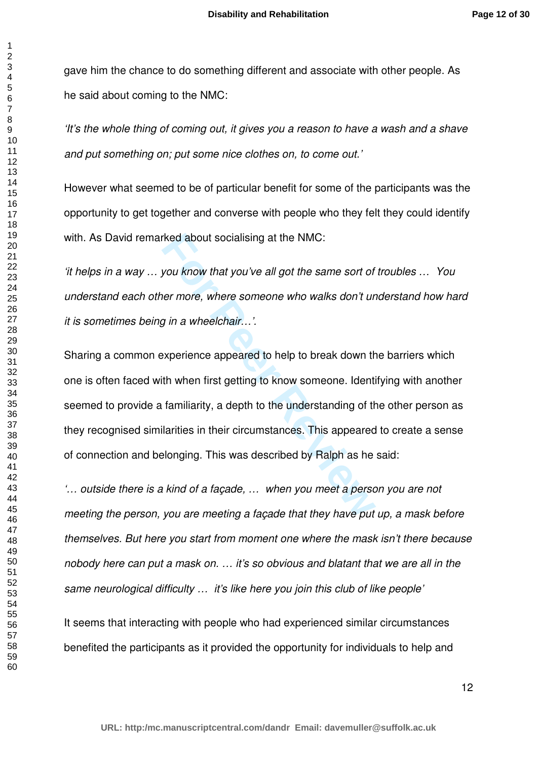gave him the chance to do something different and associate with other people. As he said about coming to the NMC:

*'It's the whole thing of coming out, it gives you a reason to have a wash and a shave and put something on; put some nice clothes on, to come out.'*

However what seemed to be of particular benefit for some of the participants was the opportunity to get together and converse with people who they felt they could identify with. As David remarked about socialising at the NMC:

*'it helps in a way … you know that you've all got the same sort of troubles … You understand each other more, where someone who walks don't understand how hard it is sometimes being in a wheelchair…'.*

Sharing a common experience appeared to help to break down the barriers which one is often faced with when first getting to know someone. Identifying with another seemed to provide a familiarity, a depth to the understanding of the other person as they recognised similarities in their circumstances. This appeared to create a sense of connection and belonging. This was described by Ralph as he said:

*'… outside there is a kind of a façade, … when you meet a person you are not meeting the person, you are meeting a façade that they have put up, a mask before themselves. But here you start from moment one where the mask isn't there because nobody here can put a mask on. … it's so obvious and blatant that we are all in the same neurological difficulty … it's like here you join this club of like people'*

It seems that interacting with people who had experienced similar circumstances benefited the participants as it provided the opportunity for individuals to help and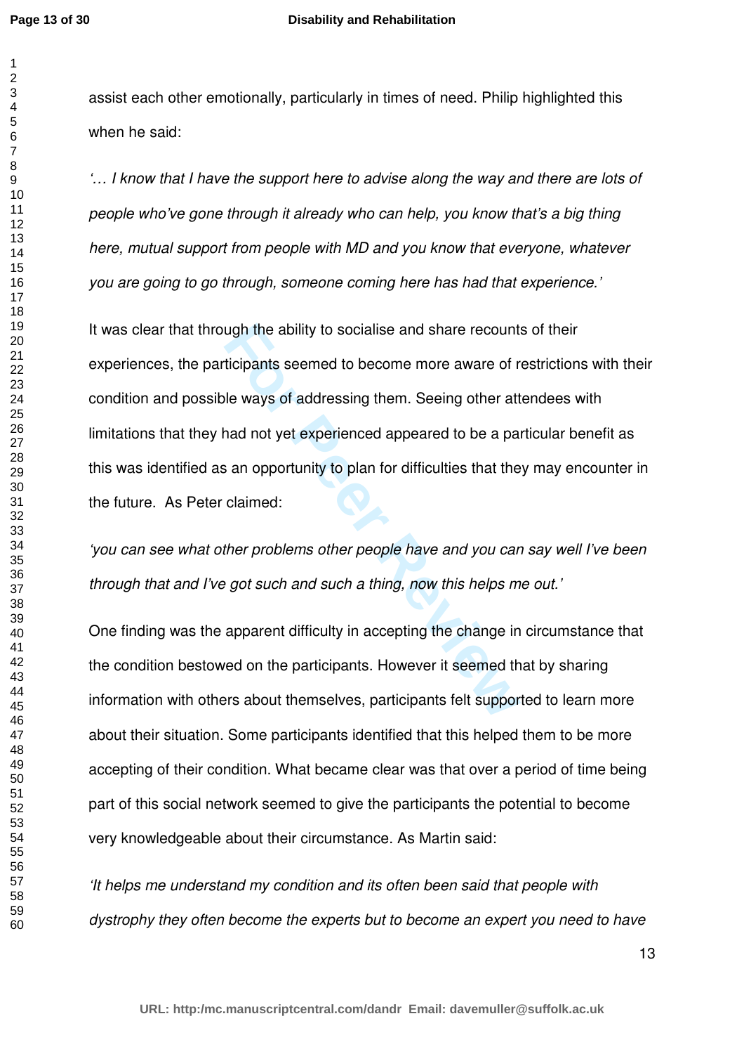assist each other emotionally, particularly in times of need. Philip highlighted this when he said:

*'… I know that I have the support here to advise along the way and there are lots of people who've gone through it already who can help, you know that's a big thing here, mutual support from people with MD and you know that everyone, whatever you are going to go through, someone coming here has had that experience.'*

It was clear that through the ability to socialise and share recounts of their experiences, the participants seemed to become more aware of restrictions with their condition and possible ways of addressing them. Seeing other attendees with limitations that they had not yet experienced appeared to be a particular benefit as this was identified as an opportunity to plan for difficulties that they may encounter in the future. As Peter claimed:

*'you can see what other problems other people have and you can say well I've been through that and I've got such and such a thing, now this helps me out.'*

One finding was the apparent difficulty in accepting the change in circumstance that the condition bestowed on the participants. However it seemed that by sharing information with others about themselves, participants felt supported to learn more about their situation. Some participants identified that this helped them to be more accepting of their condition. What became clear was that over a period of time being part of this social network seemed to give the participants the potential to become very knowledgeable about their circumstance. As Martin said:

*'It helps me understand my condition and its often been said that people with dystrophy they often become the experts but to become an expert you need to have*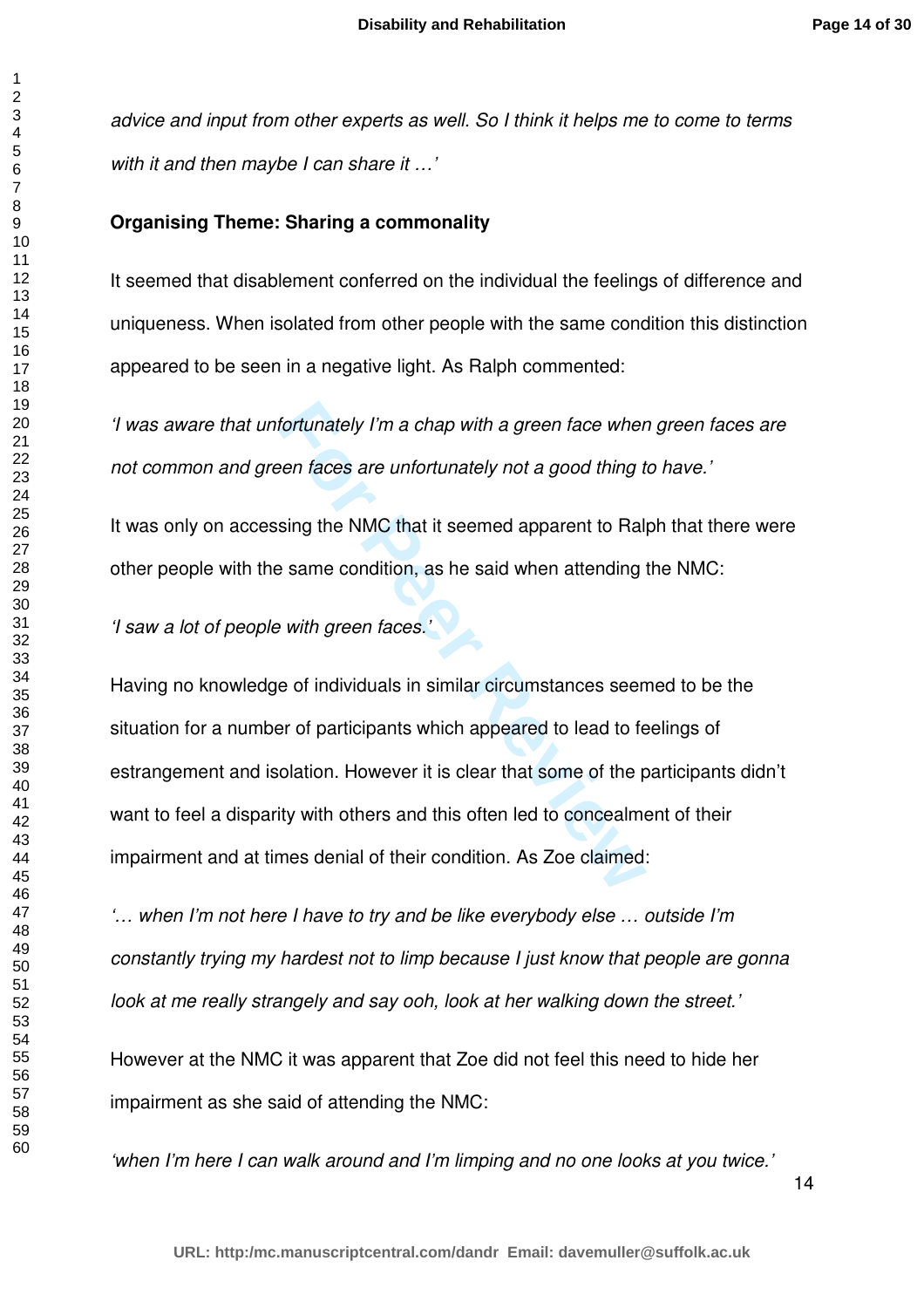*advice and input from other experts as well. So I think it helps me to come to terms with it and then maybe I can share it …'*

**Organising Theme: Sharing a commonality**

It seemed that disablement conferred on the individual the feelings of difference and uniqueness. When isolated from other people with the same condition this distinction appeared to be seen in a negative light. As Ralph commented:

*'I was aware that unfortunately I'm a chap with a green face when green faces are not common and green faces are unfortunately not a good thing to have.'*

It was only on accessing the NMC that it seemed apparent to Ralph that there were other people with the same condition, as he said when attending the NMC:

*'I saw a lot of people with green faces.'*

Having no knowledge of individuals in similar circumstances seemed to be the situation for a number of participants which appeared to lead to feelings of estrangement and isolation. However it is clear that some of the participants didn't want to feel a disparity with others and this often led to concealment of their impairment and at times denial of their condition. As Zoe claimed:

*'… when I'm not here I have to try and be like everybody else … outside I'm constantly trying my hardest not to limp because I just know that people are gonna look at me really strangely and say ooh, look at her walking down the street.'*

However at the NMC it was apparent that Zoe did not feel this need to hide her impairment as she said of attending the NMC:

*'when I'm here I can walk around and I'm limping and no one looks at you twice.'*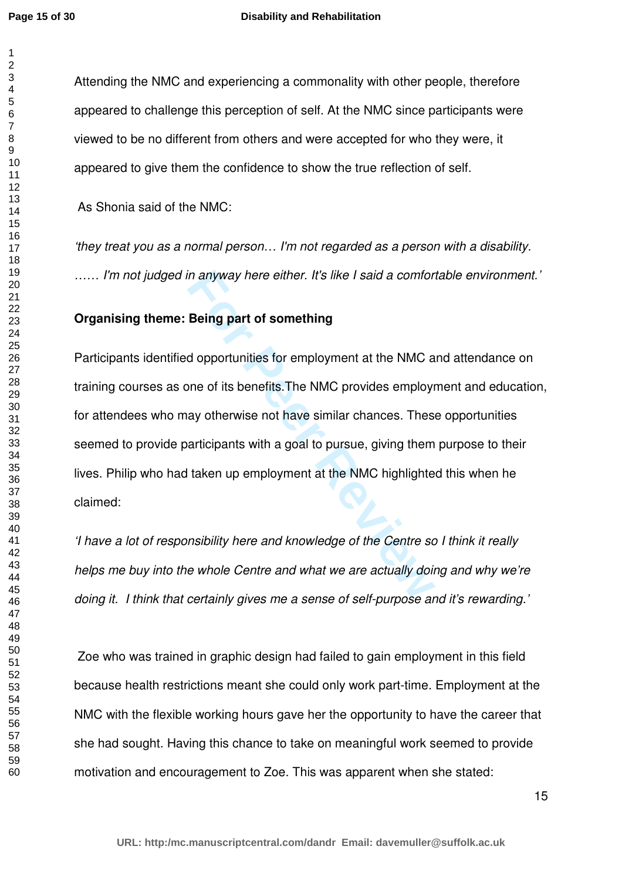Attending the NMC and experiencing a commonality with other people, therefore appeared to challenge this perception of self. At the NMC since participants were viewed to be no different from others and were accepted for who they were, it appeared to give them the confidence to show the true reflection of self.

As Shonia said of the NMC:

*'they treat you as a normal person… I'm not regarded as a person with a disability. …… I'm not judged in anyway here either. It's like I said a comfortable environment.'*

**Organising theme: Being part of something**

Participants identified opportunities for employment at the NMC and attendance on training courses as one of its benefits.The NMC provides employment and education, for attendees who may otherwise not have similar chances. These opportunities seemed to provide participants with a goal to pursue, giving them purpose to their lives. Philip who had taken up employment at the NMC highlighted this when he claimed:

*'I have a lot of responsibility here and knowledge of the Centre so I think it really helps me buy into the whole Centre and what we are actually doing and why we're doing it. I think that certainly gives me a sense of self-purpose and it's rewarding.'*

Zoe who was trained in graphic design had failed to gain employment in this field because health restrictions meant she could only work part-time. Employment at the NMC with the flexible working hours gave her the opportunity to have the career that she had sought. Having this chance to take on meaningful work seemed to provide motivation and encouragement to Zoe. This was apparent when she stated: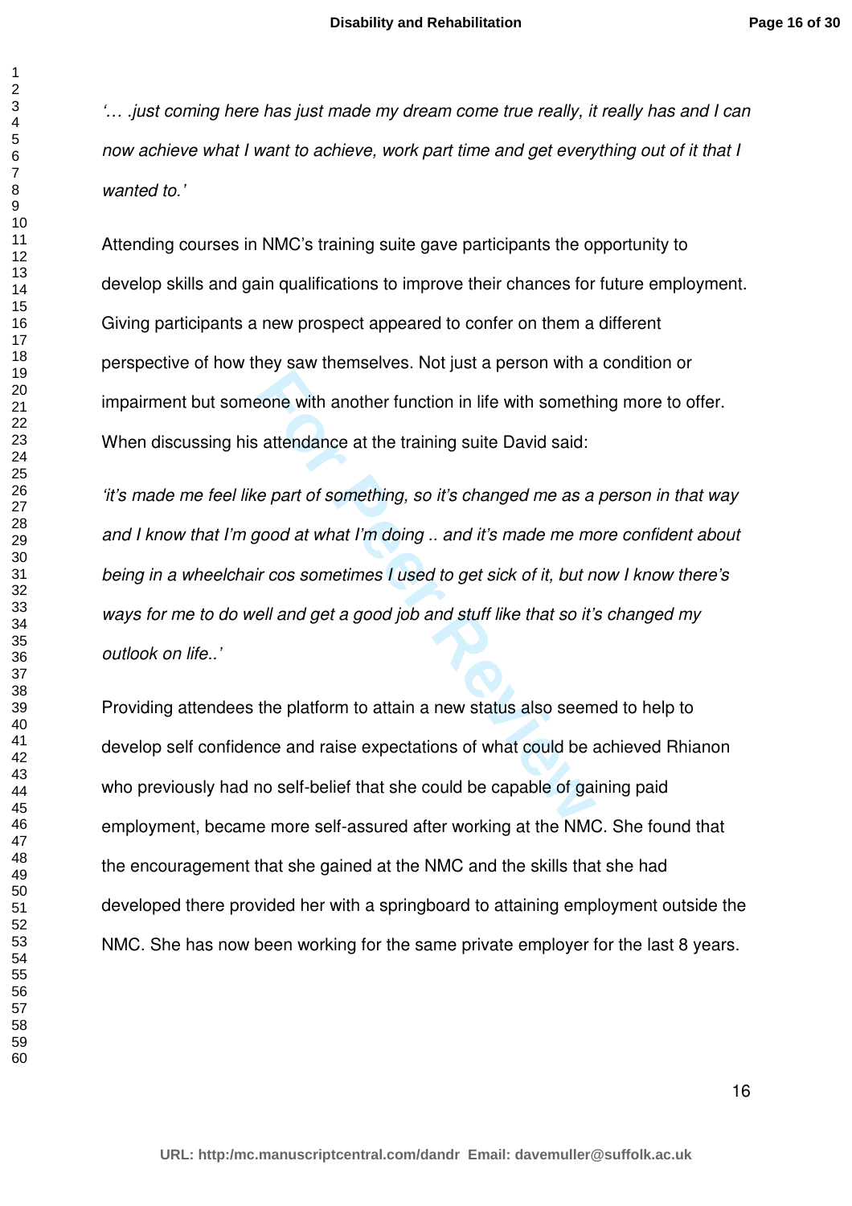*'… .just coming here has just made my dream come true really, it really has and I can now achieve what I want to achieve, work part time and get everything out of it that I wanted to.'*

Attending courses in NMC's training suite gave participants the opportunity to develop skills and gain qualifications to improve their chances for future employment. Giving participants a new prospect appeared to confer on them a different perspective of how they saw themselves. Not just a person with a condition or impairment but someone with another function in life with something more to offer. When discussing his attendance at the training suite David said:

*'it's made me feel like part of something, so it's changed me as a person in that way and I know that I'm good at what I'm doing .. and it's made me more confident about being in a wheelchair cos sometimes I used to get sick of it, but now I know there's ways for me to do well and get a good job and stuff like that so it's changed my outlook on life..'*

Providing attendees the platform to attain a new status also seemed to help to develop self confidence and raise expectations of what could be achieved Rhianon who previously had no self-belief that she could be capable of gaining paid employment, became more self-assured after working at the NMC. She found that the encouragement that she gained at the NMC and the skills that she had developed there provided her with a springboard to attaining employment outside the NMC. She has now been working for the same private employer for the last 8 years.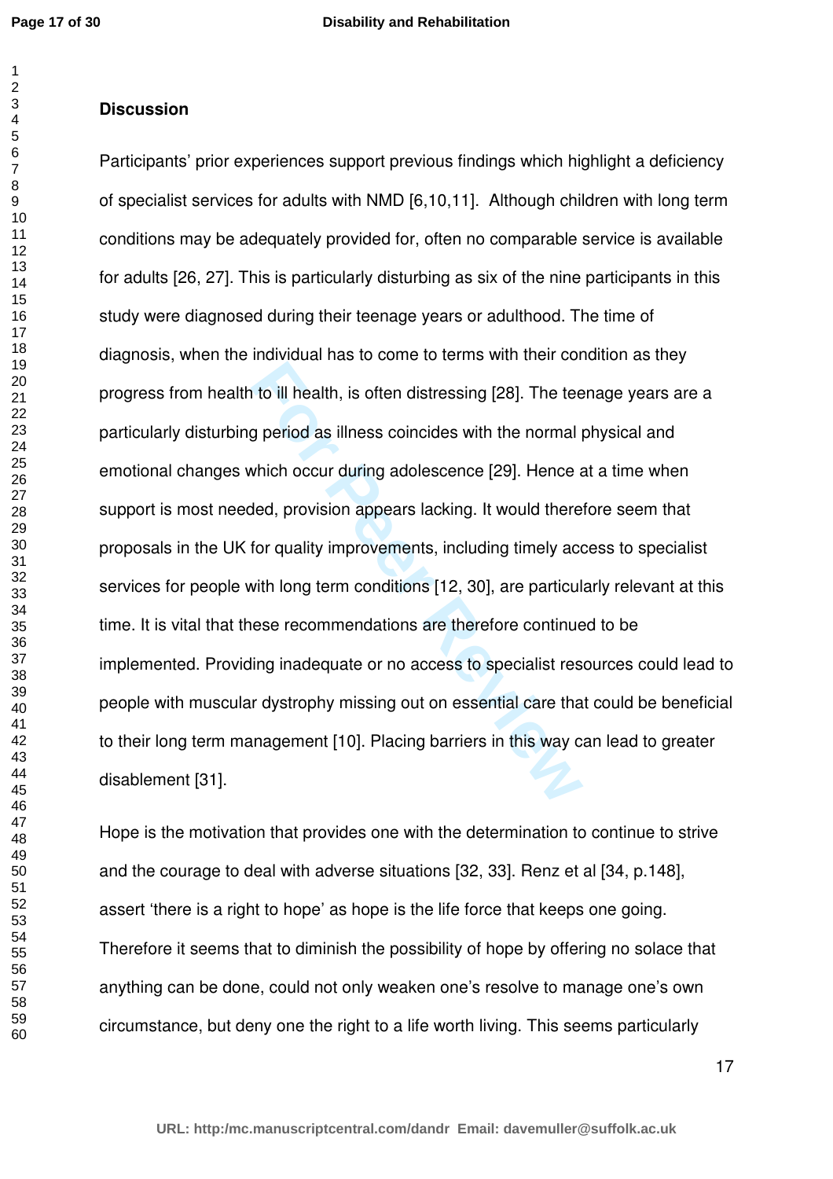## Discussion

Participants' prior experiences support previous findings which highlight a deficiency of specialist services for adults with NMD [6,10,11]. Although children with long term conditions may be adequately provided for, often no comparable service is available for adults [26, 27]. This is particularly disturbing as six of the nine participants in this study were diagnosed during their teenage years or adulthood. The time of diagnosis, when the individual has to come to terms with their condition as they progress from health to ill health, is often distressing [28]. The teenage years are a particularly disturbing period as illness coincides with the normal physical and emotional changes which occur during adolescence [29]. Hence at a time when support is most needed, provision appears lacking. It would therefore seem that proposals in the UK for quality improvements, including timely access to specialist services for people with long term conditions [12, 30], are particularly relevant at this time. It is vital that these recommendations are therefore continued to be implemented. Providing inadequate or no access to specialist resources could lead to people with muscular dystrophy missing out on essential care that could be beneficial to their long term management [10]. Placing barriers in this way can lead to greater disablement [31].

Hope is the motivation that provides one with the determination to continue to strive and the courage to deal with adverse situations [32, 33]. Renz et al [34, p.148], assert 'there is a right to hope' as hope is the life force that keeps one going. Therefore it seems that to diminish the possibility of hope by offering no solace that anything can be done, could not only weaken one's resolve to manage one's own circumstance, but deny one the right to a life worth living. This seems particularly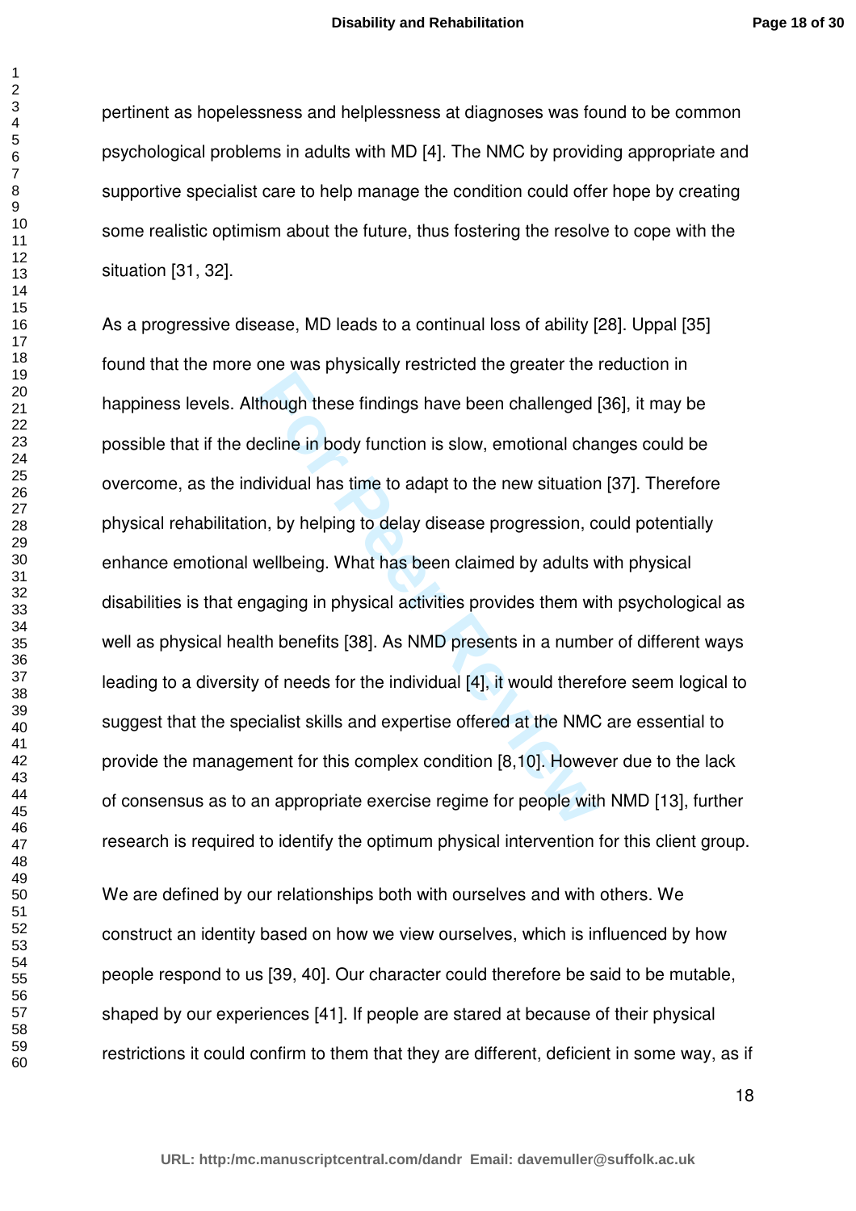pertinent as hopelessness and helplessness at diagnoses was found to be common psychological problems in adults with MD [4]. The NMC by providing appropriate and supportive specialist care to help manage the condition could offer hope by creating some realistic optimism about the future, thus fostering the resolve to cope with the situation [31, 32].

As a progressive disease, MD leads to a continual loss of ability [28]. Uppal [35] found that the more one was physically restricted the greater the reduction in happiness levels. Although these findings have been challenged [36], it may be possible that if the decline in body function is slow, emotional changes could be overcome, as the individual has time to adapt to the new situation [37]. Therefore physical rehabilitation, by helping to delay disease progression, could potentially enhance emotional wellbeing. What has been claimed by adults with physical disabilities is that engaging in physical activities provides them with psychological as well as physical health benefits [38]. As NMD presents in a number of different ways leading to a diversity of needs for the individual [4], it would therefore seem logical to suggest that the specialist skills and expertise offered at the NMC are essential to provide the management for this complex condition [8,10]. However due to the lack of consensus as to an appropriate exercise regime for people with NMD [13], further research is required to identify the optimum physical intervention for this client group.

We are defined by our relationships both with ourselves and with others. We construct an identity based on how we view ourselves, which is influenced by how people respond to us [39, 40]. Our character could therefore be said to be mutable, shaped by our experiences [41]. If people are stared at because of their physical restrictions it could confirm to them that they are different, deficient in some way, as if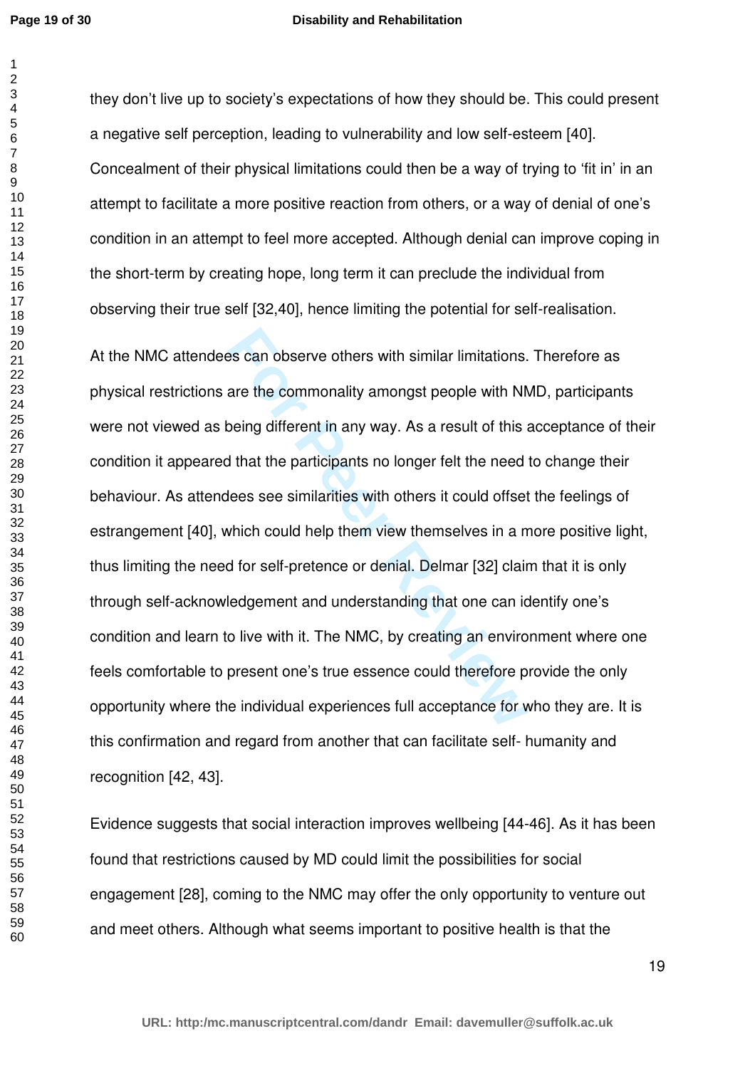they don't live up to society's expectations of how they should be. This could present a negative self perception, leading to vulnerability and low self-esteem [40]. Concealment of their physical limitations could then be a way of trying to 'fit in' in an attempt to facilitate a more positive reaction from others, or a way of denial of one's condition in an attempt to feel more accepted. Although denial can improve coping in the short-term by creating hope, long term it can preclude the individual from observing their true self [32,40], hence limiting the potential for self-realisation.

At the NMC attendees can observe others with similar limitations. Therefore as physical restrictions are the commonality amongst people with NMD, participants were not viewed as being different in any way. As a result of this acceptance of their condition it appeared that the participants no longer felt the need to change their behaviour. As attendees see similarities with others it could offset the feelings of estrangement [40], which could help them view themselves in a more positive light, thus limiting the need for self-pretence or denial. Delmar [32] claim that it is only through self-acknowledgement and understanding that one can identify one's condition and learn to live with it. The NMC, by creating an environment where one feels comfortable to present one's true essence could therefore provide the only opportunity where the individual experiences full acceptance for who they are. It is this confirmation and regard from another that can facilitate self- humanity and recognition [42, 43].

Evidence suggests that social interaction improves wellbeing [44-46]. As it has been found that restrictions caused by MD could limit the possibilities for social engagement [28], coming to the NMC may offer the only opportunity to venture out and meet others. Although what seems important to positive health is that the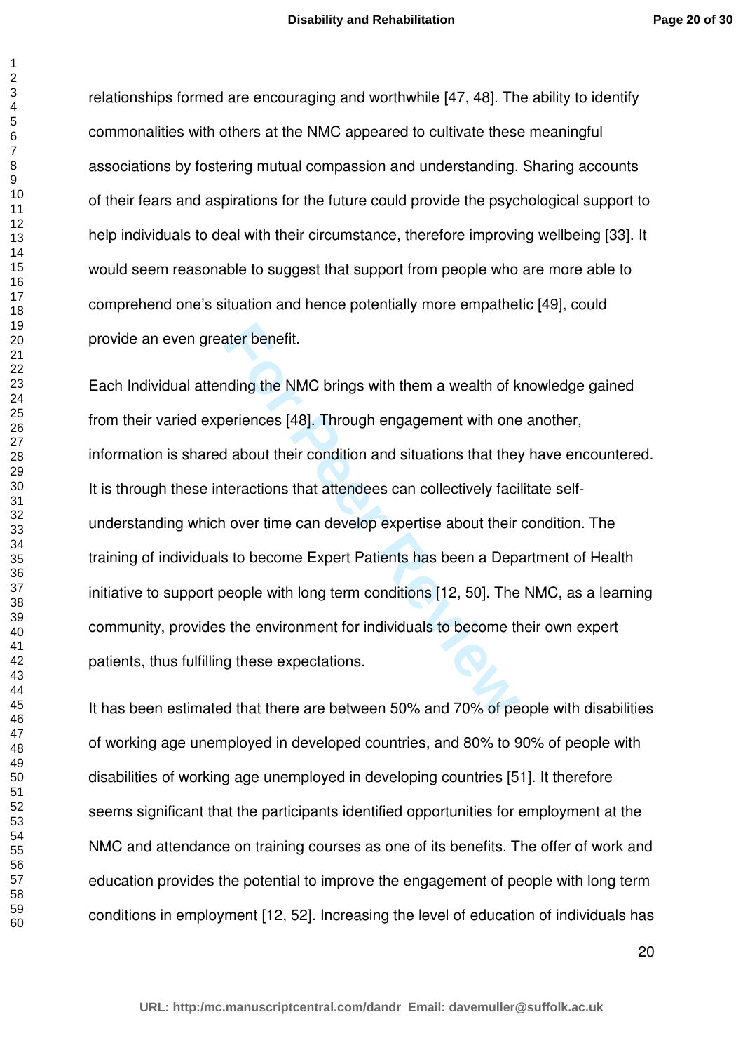relationships formed are encouraging and worthwhile [47, 48]. The ability to identify commonalities with others at the NMC appeared to cultivate these meaningful associations by fostering mutual compassion and understanding. Sharing accounts of their fears and aspirations for the future could provide the psychological support to help individuals to deal with their circumstance, therefore improving wellbeing [33]. It would seem reasonable to suggest that support from people who are more able to comprehend one's situation and hence potentially more empathetic [49], could provide an even greater benefit.

Each Individual attending the NMC brings with them a wealth of knowledge gained from their varied experiences [48]. Through engagement with one another, information is shared about their condition and situations that they have encountered. It is through these interactions that attendees can collectively facilitate self-understanding which over time can develop expertise about their condition. The training of individuals to become Expert Patients has been a Department of Health initiative to support people with long term conditions [12, 50]. The NMC, as a learning community, provides the environment for individuals to become their own expert patients, thus fulfilling these expectations.

It has been estimated that there are between 50% and 70% of people with disabilities of working age unemployed in developed countries, and 80% to 90% of people with disabilities of working age unemployed in developing countries [51]. It therefore seems significant that the participants identified opportunities for employment at the NMC and attendance on training courses as one of its benefits. The offer of work and education provides the potential to improve the engagement of people with long term conditions in employment [12, 52]. Increasing the level of education of individuals has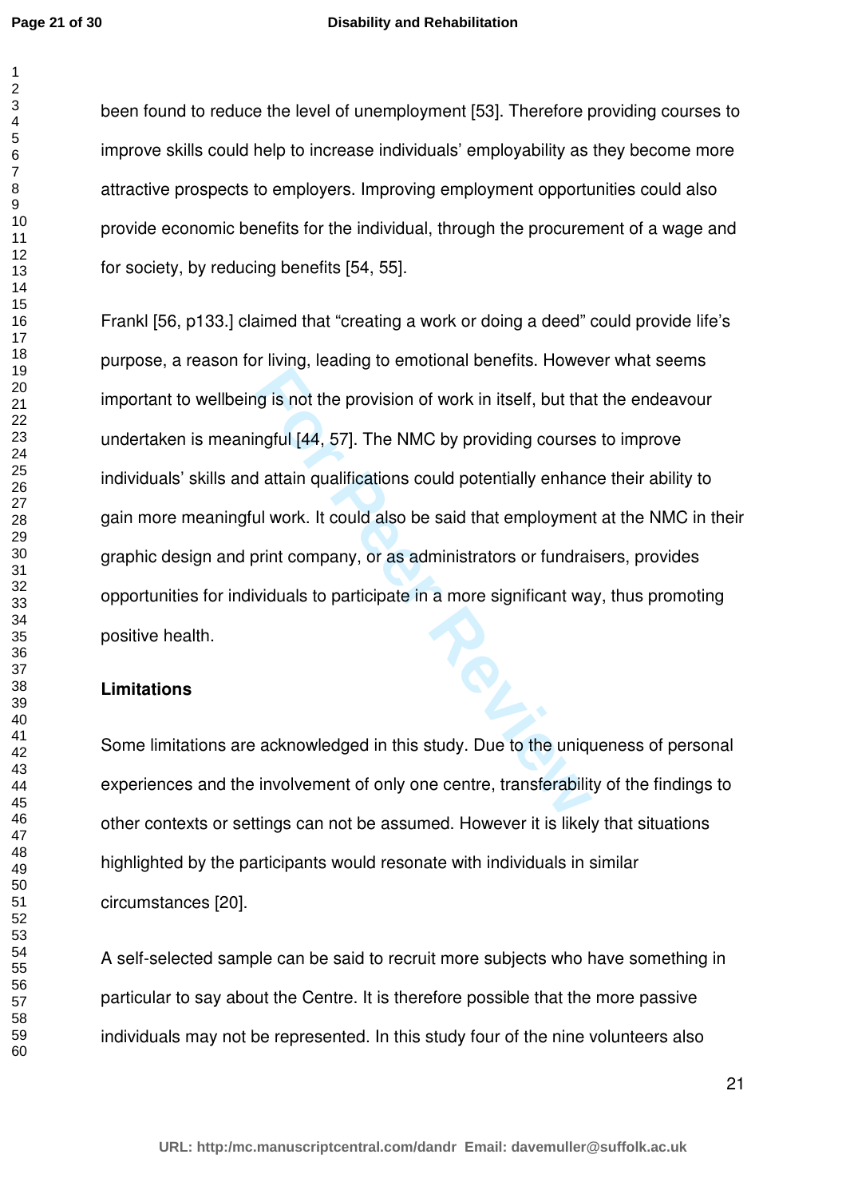been found to reduce the level of unemployment [53]. Therefore providing courses to improve skills could help to increase individuals' employability as they become more attractive prospects to employers. Improving employment opportunities could also provide economic benefits for the individual, through the procurement of a wage and for society, by reducing benefits [54, 55].

Frankl [56, p133.] claimed that "creating a work or doing a deed" could provide life's purpose, a reason for living, leading to emotional benefits. However what seems important to wellbeing is not the provision of work in itself, but that the endeavour undertaken is meaningful [44, 57]. The NMC by providing courses to improve individuals' skills and attain qualifications could potentially enhance their ability to gain more meaningful work. It could also be said that employment at the NMC in their graphic design and print company, or as administrators or fundraisers, provides opportunities for individuals to participate in a more significant way, thus promoting positive health.

**Limitations**

Some limitations are acknowledged in this study. Due to the uniqueness of personal experiences and the involvement of only one centre, transferability of the findings to other contexts or settings can not be assumed. However it is likely that situations highlighted by the participants would resonate with individuals in similar circumstances [20].

A self-selected sample can be said to recruit more subjects who have something in particular to say about the Centre. It is therefore possible that the more passive individuals may not be represented. In this study four of the nine volunteers also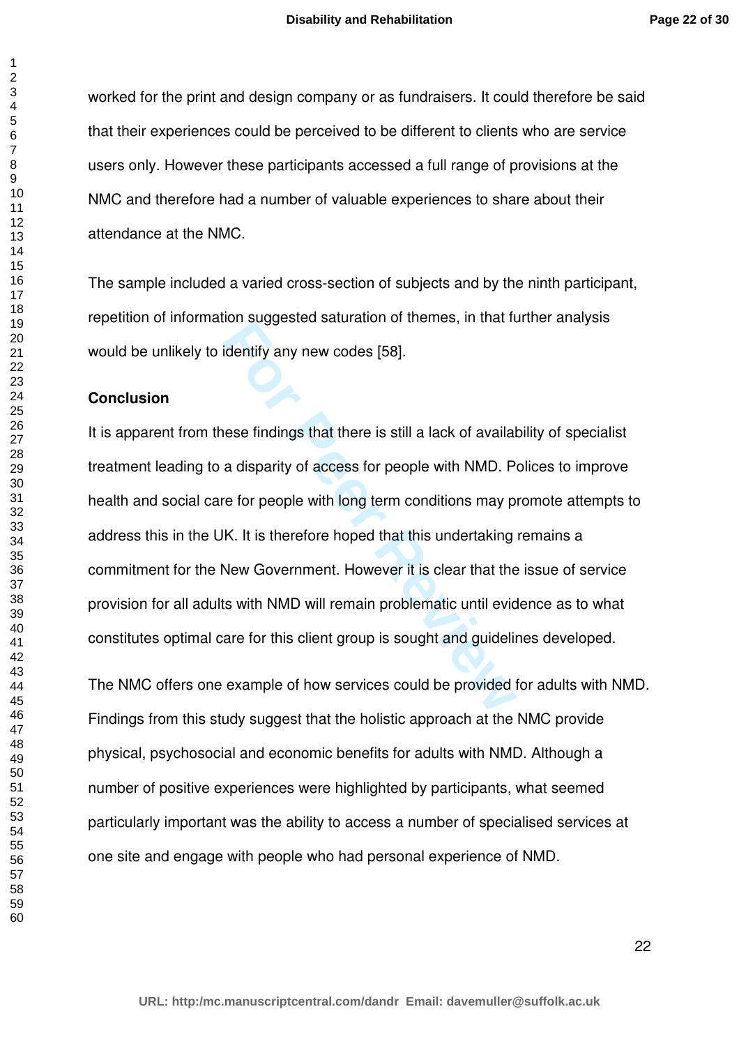worked for the print and design company or as fundraisers. It could therefore be said that their experiences could be perceived to be different to clients who are service users only. However these participants accessed a full range of provisions at the NMC and therefore had a number of valuable experiences to share about their attendance at the NMC.

The sample included a varied cross-section of subjects and by the ninth participant, repetition of information suggested saturation of themes, in that further analysis would be unlikely to identify any new codes [58].

## Conclusion

It is apparent from these findings that there is still a lack of availability of specialist treatment leading to a disparity of access for people with NMD. Polices to improve health and social care for people with long term conditions may promote attempts to address this in the UK. It is therefore hoped that this undertaking remains a commitment for the New Government. However it is clear that the issue of service provision for all adults with NMD will remain problematic until evidence as to what constitutes optimal care for this client group is sought and guidelines developed.

The NMC offers one example of how services could be provided for adults with NMD. Findings from this study suggest that the holistic approach at the NMC provide physical, psychosocial and economic benefits for adults with NMD. Although a number of positive experiences were highlighted by participants, what seemed particularly important was the ability to access a number of specialised services at one site and engage with people who had personal experience of NMD.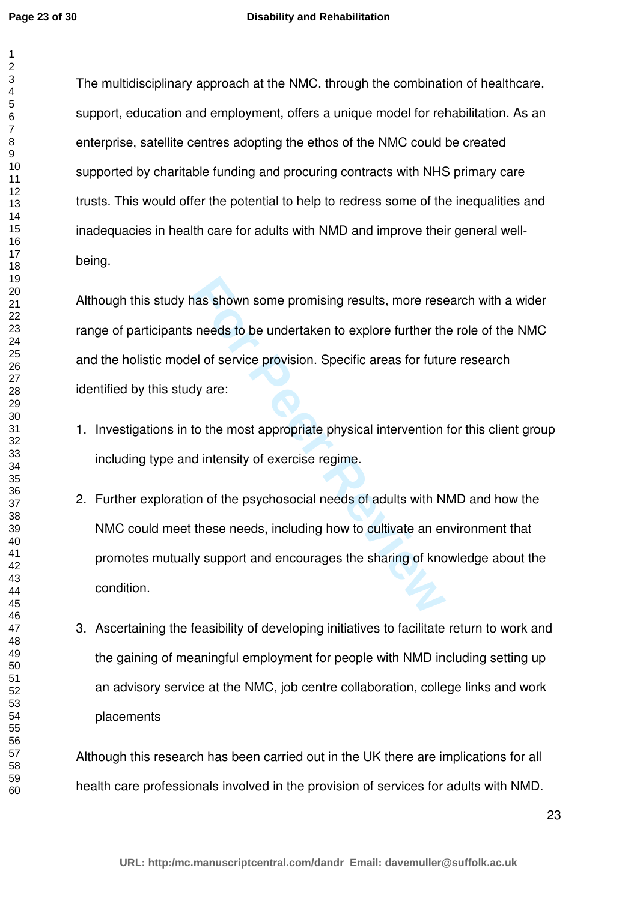The multidisciplinary approach at the NMC, through the combination of healthcare, support, education and employment, offers a unique model for rehabilitation. As an enterprise, satellite centres adopting the ethos of the NMC could be created supported by charitable funding and procuring contracts with NHS primary care trusts. This would offer the potential to help to redress some of the inequalities and inadequacies in health care for adults with NMD and improve their general well-being.

Although this study has shown some promising results, more research with a wider range of participants needs to be undertaken to explore further the role of the NMC and the holistic model of service provision. Specific areas for future research identified by this study are:

1. Investigations in to the most appropriate physical intervention for this client group including type and intensity of exercise regime.

2. Further exploration of the psychosocial needs of adults with NMD and how the NMC could meet these needs, including how to cultivate an environment that promotes mutually support and encourages the sharing of knowledge about the condition.

3. Ascertaining the feasibility of developing initiatives to facilitate return to work and the gaining of meaningful employment for people with NMD including setting up an advisory service at the NMC, job centre collaboration, college links and work placements

Although this research has been carried out in the UK there are implications for all health care professionals involved in the provision of services for adults with NMD.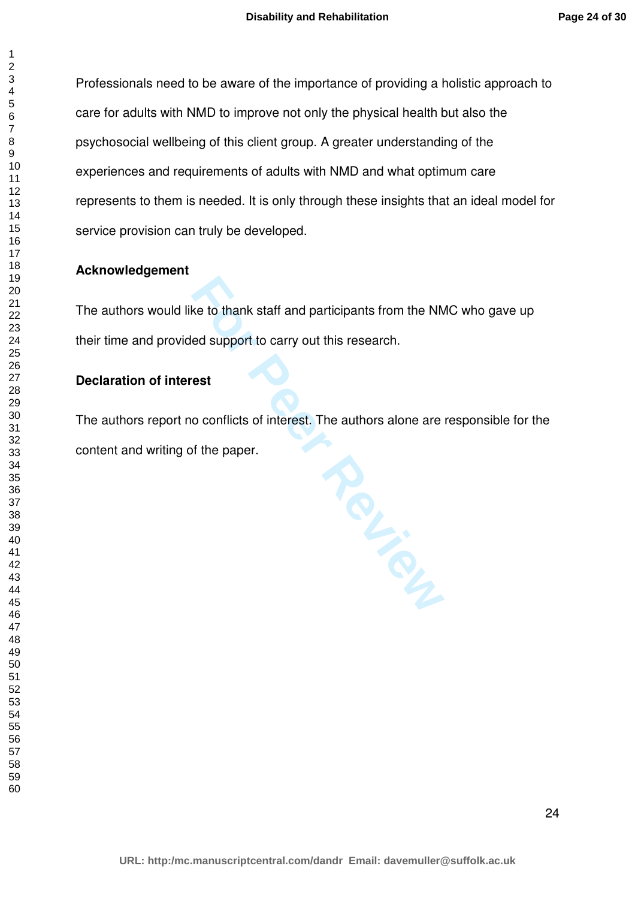Professionals need to be aware of the importance of providing a holistic approach to care for adults with NMD to improve not only the physical health but also the psychosocial wellbeing of this client group. A greater understanding of the experiences and requirements of adults with NMD and what optimum care represents to them is needed. It is only through these insights that an ideal model for service provision can truly be developed.

## Acknowledgement

The authors would like to thank staff and participants from the NMC who gave up their time and provided support to carry out this research.

## Declaration of interest

The authors report no conflicts of interest. The authors alone are responsible for the content and writing of the paper.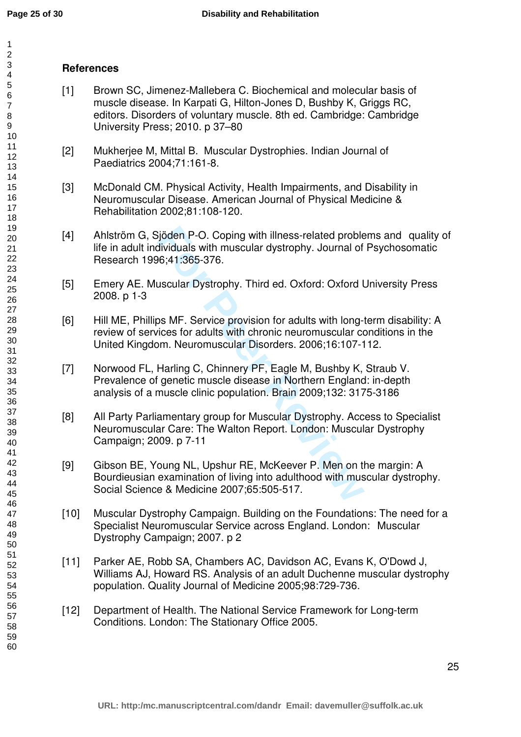## References

[1] Brown SC, Jimenez-Mallebera C. Biochemical and molecular basis of muscle disease. In Karpati G, Hilton-Jones D, Bushby K, Griggs RC, editors. Disorders of voluntary muscle. 8th ed. Cambridge: Cambridge University Press; 2010. p 37–80

[2] Mukherjee M, Mittal B. Muscular Dystrophies. Indian Journal of Paediatrics 2004;71:161-8.

[3] McDonald CM. Physical Activity, Health Impairments, and Disability in Neuromuscular Disease. American Journal of Physical Medicine & Rehabilitation 2002;81:108-120.

[4] Ahlström G, Sjöden P-O. Coping with illness-related problems and quality of life in adult individuals with muscular dystrophy. Journal of Psychosomatic Research 1996;41:365-376.

[5] Emery AE. Muscular Dystrophy. Third ed. Oxford: Oxford University Press 2008. p 1-3

[6] Hill ME, Phillips MF. Service provision for adults with long-term disability: A review of services for adults with chronic neuromuscular conditions in the United Kingdom. Neuromuscular Disorders. 2006;16:107-112.

[7] Norwood FL, Harling C, Chinnery PF, Eagle M, Bushby K, Straub V. Prevalence of genetic muscle disease in Northern England: in-depth analysis of a muscle clinic population. Brain 2009;132: 3175-3186

[8] All Party Parliamentary group for Muscular Dystrophy. Access to Specialist Neuromuscular Care: The Walton Report. London: Muscular Dystrophy Campaign; 2009. p 7-11

[9] Gibson BE, Young NL, Upshur RE, McKeever P. Men on the margin: A Bourdieusian examination of living into adulthood with muscular dystrophy. Social Science & Medicine 2007;65:505-517.

[10] Muscular Dystrophy Campaign. Building on the Foundations: The need for a Specialist Neuromuscular Service across England. London: Muscular Dystrophy Campaign; 2007. p 2

[11] Parker AE, Robb SA, Chambers AC, Davidson AC, Evans K, O'Dowd J, Williams AJ, Howard RS. Analysis of an adult Duchenne muscular dystrophy population. Quality Journal of Medicine 2005;98:729-736.

[12] Department of Health. The National Service Framework for Long-term Conditions. London: The Stationary Office 2005.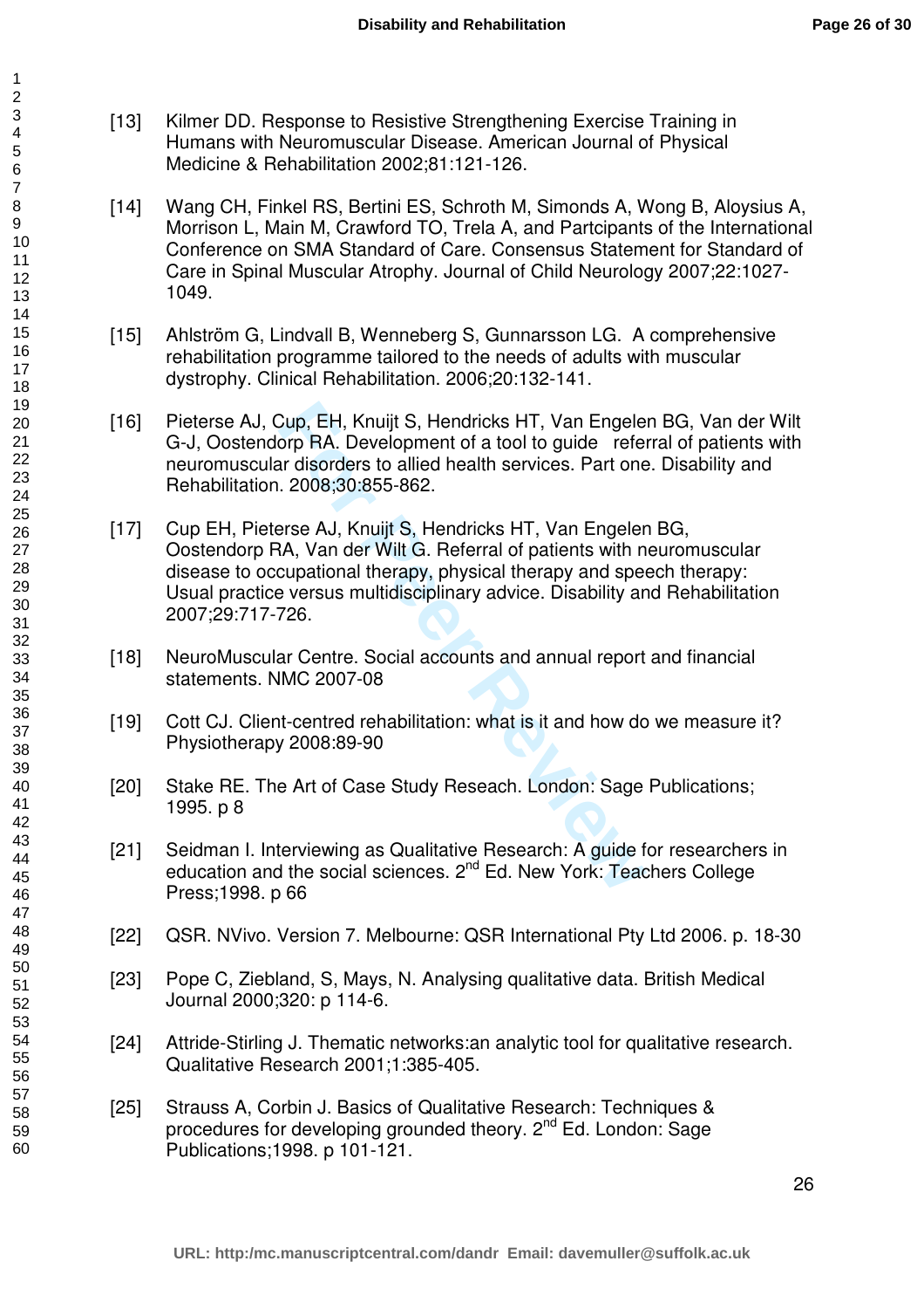[13] Kilmer DD. Response to Resistive Strengthening Exercise Training in Humans with Neuromuscular Disease. American Journal of Physical Medicine & Rehabilitation 2002;81:121-126.

[14] Wang CH, Finkel RS, Bertini ES, Schroth M, Simonds A, Wong B, Aloysius A, Morrison L, Main M, Crawford TO, Trela A, and Partcipants of the International Conference on SMA Standard of Care. Consensus Statement for Standard of Care in Spinal Muscular Atrophy. Journal of Child Neurology 2007;22:1027-1049.

[15] Ahlström G, Lindvall B, Wenneberg S, Gunnarsson LG. A comprehensive rehabilitation programme tailored to the needs of adults with muscular dystrophy. Clinical Rehabilitation. 2006;20:132-141.

[16] Pieterse AJ, Cup, EH, Knuijt S, Hendricks HT, Van Engelen BG, Van der Wilt G-J, Oostendorp RA. Development of a tool to guide referral of patients with neuromuscular disorders to allied health services. Part one. Disability and Rehabilitation. 2008;30:855-862.

[17] Cup EH, Pieterse AJ, Knuijt S, Hendricks HT, Van Engelen BG, Oostendorp RA, Van der Wilt G. Referral of patients with neuromuscular disease to occupational therapy, physical therapy and speech therapy: Usual practice versus multidisciplinary advice. Disability and Rehabilitation 2007;29:717-726.

[18] NeuroMuscular Centre. Social accounts and annual report and financial statements. NMC 2007-08

[19] Cott CJ. Client-centred rehabilitation: what is it and how do we measure it? Physiotherapy 2008:89-90

[20] Stake RE. The Art of Case Study Reseach. London: Sage Publications; 1995. p 8

[21] Seidman I. Interviewing as Qualitative Research: A guide for researchers in education and the social sciences. 2nd Ed. New York: Teachers College Press;1998. p 66

[22] QSR. NVivo. Version 7. Melbourne: QSR International Pty Ltd 2006. p. 18-30

[23] Pope C, Ziebland, S, Mays, N. Analysing qualitative data. British Medical Journal 2000;320: p 114-6.

[24] Attride-Stirling J. Thematic networks:an analytic tool for qualitative research. Qualitative Research 2001;1:385-405.

[25] Strauss A, Corbin J. Basics of Qualitative Research: Techniques & procedures for developing grounded theory. 2nd Ed. London: Sage Publications;1998. p 101-121.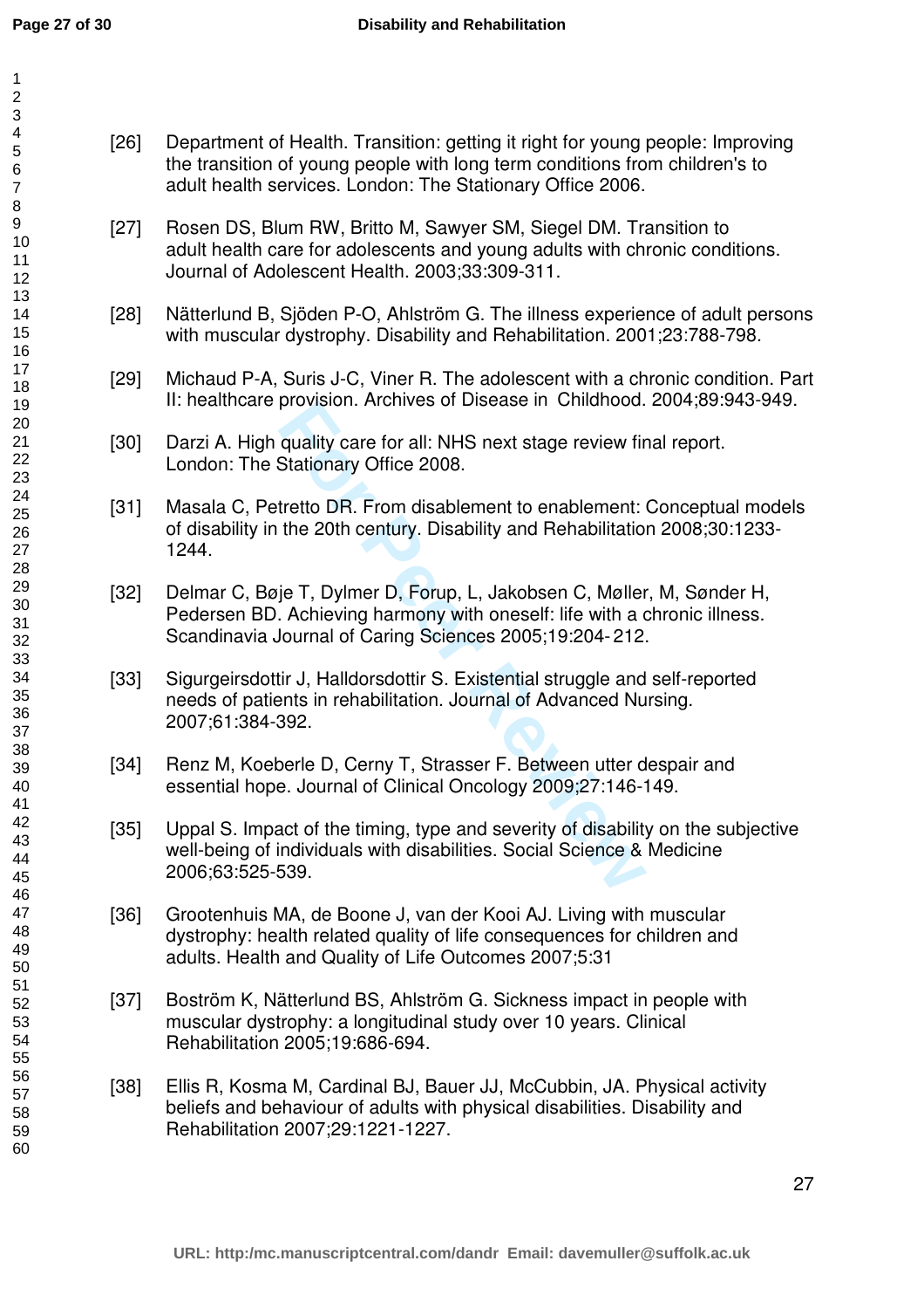[26] Department of Health. Transition: getting it right for young people: Improving the transition of young people with long term conditions from children's to adult health services. London: The Stationary Office 2006.

[27] Rosen DS, Blum RW, Britto M, Sawyer SM, Siegel DM. Transition to adult health care for adolescents and young adults with chronic conditions. Journal of Adolescent Health. 2003;33:309-311.

[28] Nätterlund B, Sjöden P-O, Ahlström G. The illness experience of adult persons with muscular dystrophy. Disability and Rehabilitation. 2001;23:788-798.

[29] Michaud P-A, Suris J-C, Viner R. The adolescent with a chronic condition. Part II: healthcare provision. Archives of Disease in Childhood. 2004;89:943-949.

[30] Darzi A. High quality care for all: NHS next stage review final report. London: The Stationary Office 2008.

[31] Masala C, Petretto DR. From disablement to enablement: Conceptual models of disability in the 20th century. Disability and Rehabilitation 2008;30:1233-1244.

[32] Delmar C, Bøje T, Dylmer D, Forup, L, Jakobsen C, Møller, M, Sønder H, Pedersen BD. Achieving harmony with oneself: life with a chronic illness. Scandinavia Journal of Caring Sciences 2005;19:204- 212.

[33] Sigurgeirsdottir J, Halldorsdottir S. Existential struggle and self-reported needs of patients in rehabilitation. Journal of Advanced Nursing. 2007;61:384-392.

[34] Renz M, Koeberle D, Cerny T, Strasser F. Between utter despair and essential hope. Journal of Clinical Oncology 2009;27:146-149.

[35] Uppal S. Impact of the timing, type and severity of disability on the subjective well-being of individuals with disabilities. Social Science & Medicine 2006;63:525-539.

[36] Grootenhuis MA, de Boone J, van der Kooi AJ. Living with muscular dystrophy: health related quality of life consequences for children and adults. Health and Quality of Life Outcomes 2007;5:31

[37] Boström K, Nätterlund BS, Ahlström G. Sickness impact in people with muscular dystrophy: a longitudinal study over 10 years. Clinical Rehabilitation 2005;19:686-694.

[38] Ellis R, Kosma M, Cardinal BJ, Bauer JJ, McCubbin, JA. Physical activity beliefs and behaviour of adults with physical disabilities. Disability and Rehabilitation 2007;29:1221-1227.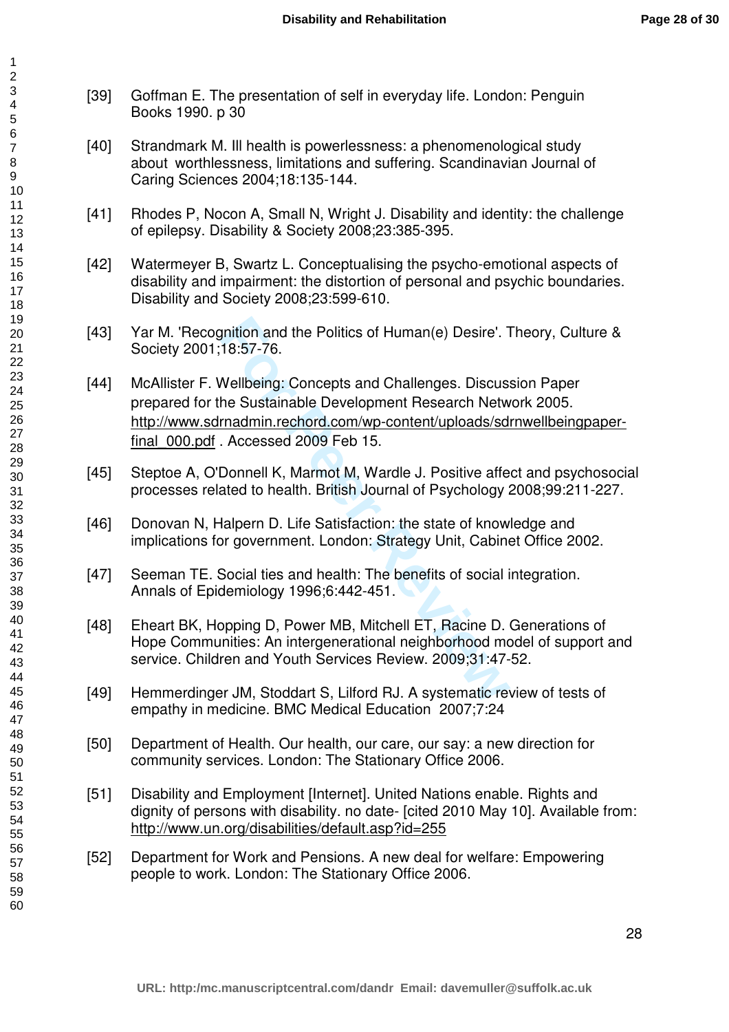[39] Goffman E. The presentation of self in everyday life. London: Penguin Books 1990. p 30

[40] Strandmark M. Ill health is powerlessness: a phenomenological study about worthlessness, limitations and suffering. Scandinavian Journal of Caring Sciences 2004;18:135-144.

[41] Rhodes P, Nocon A, Small N, Wright J. Disability and identity: the challenge of epilepsy. Disability & Society 2008;23:385-395.

[42] Watermeyer B, Swartz L. Conceptualising the psycho-emotional aspects of disability and impairment: the distortion of personal and psychic boundaries. Disability and Society 2008;23:599-610.

[43] Yar M. 'Recognition and the Politics of Human(e) Desire'. Theory, Culture & Society 2001;18:57-76.

[44] McAllister F. Wellbeing: Concepts and Challenges. Discussion Paper prepared for the Sustainable Development Research Network 2005. http://www.sdrnadmin.rechord.com/wp-content/uploads/sdrnwellbeingpaper-final_000.pdf . Accessed 2009 Feb 15.

[45] Steptoe A, O'Donnell K, Marmot M, Wardle J. Positive affect and psychosocial processes related to health. British Journal of Psychology 2008;99:211-227.

[46] Donovan N, Halpern D. Life Satisfaction: the state of knowledge and implications for government. London: Strategy Unit, Cabinet Office 2002.

[47] Seeman TE. Social ties and health: The benefits of social integration. Annals of Epidemiology 1996;6:442-451.

[48] Eheart BK, Hopping D, Power MB, Mitchell ET, Racine D. Generations of Hope Communities: An intergenerational neighborhood model of support and service. Children and Youth Services Review. 2009;31:47-52.

[49] Hemmerdinger JM, Stoddart S, Lilford RJ. A systematic review of tests of empathy in medicine. BMC Medical Education 2007;7:24

[50] Department of Health. Our health, our care, our say: a new direction for community services. London: The Stationary Office 2006.

[51] Disability and Employment [Internet]. United Nations enable. Rights and dignity of persons with disability. no date- [cited 2010 May 10]. Available from: http://www.un.org/disabilities/default.asp?id=255

[52] Department for Work and Pensions. A new deal for welfare: Empowering people to work. London: The Stationary Office 2006.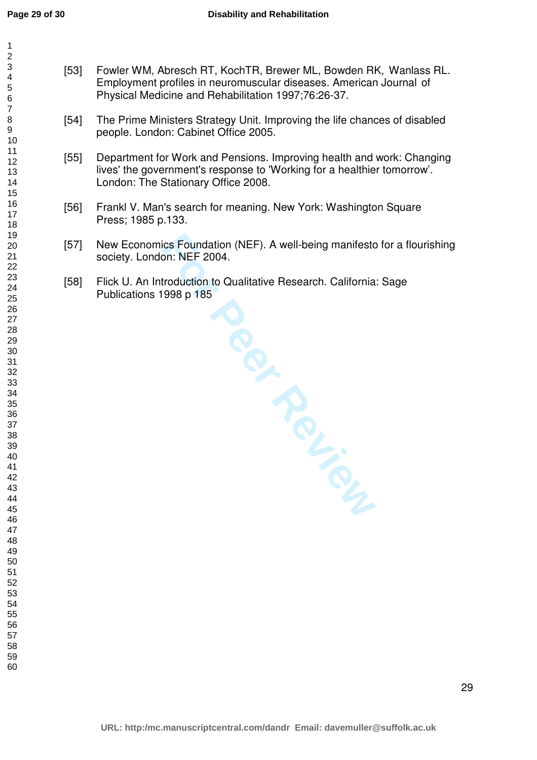[53] Fowler WM, Abresch RT, KochTR, Brewer ML, Bowden RK, Wanlass RL. Employment profiles in neuromuscular diseases. American Journal of Physical Medicine and Rehabilitation 1997;76:26-37.

[54] The Prime Ministers Strategy Unit. Improving the life chances of disabled people. London: Cabinet Office 2005.

[55] Department for Work and Pensions. Improving health and work: Changing lives' the government's response to 'Working for a healthier tomorrow'. London: The Stationary Office 2008.

[56] Frankl V. Man's search for meaning. New York: Washington Square Press; 1985 p.133.

[57] New Economics Foundation (NEF). A well-being manifesto for a flourishing society. London: NEF 2004.

[58] Flick U. An Introduction to Qualitative Research. California: Sage Publications 1998 p 185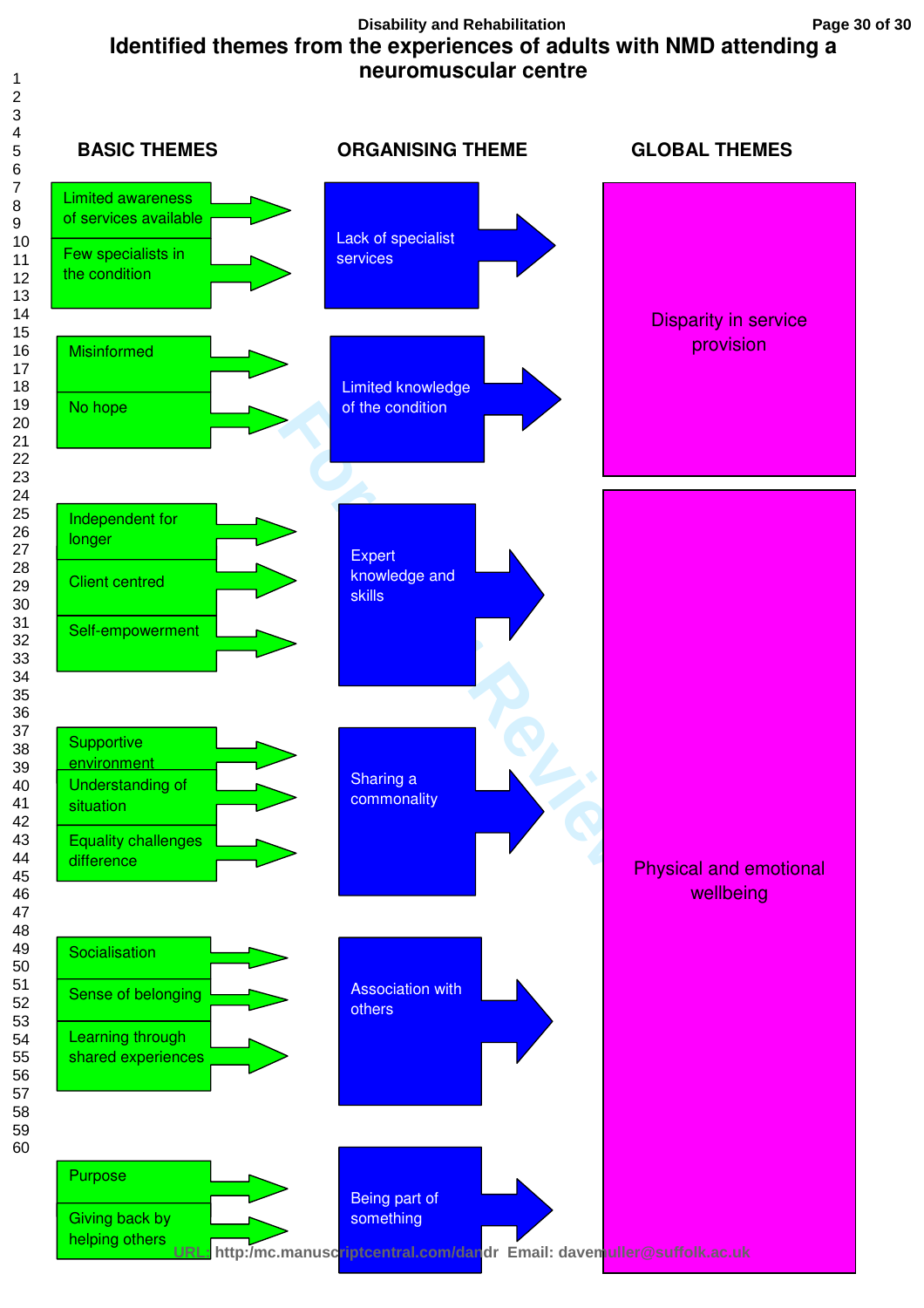# Identified themes from the experiences of adults with NMD attending a neuromuscular centre

BASIC THEMES

ORGANISING THEME

GLOBAL THEMES

Limited awareness of services available

Few specialists in the condition

Lack of specialist services

Misinformed

No hope

Limited knowledge of the condition

Disparity in service provision

Independent for longer

Client centred

Self-empowerment

Expert knowledge and skills

Supportive environment

Understanding of situation

Equality challenges difference

Sharing a commonality

Socialisation

Sense of belonging

Learning through shared experiences

Association with others

Purpose

Giving back by helping others

Being part of something

Physical and emotional wellbeing